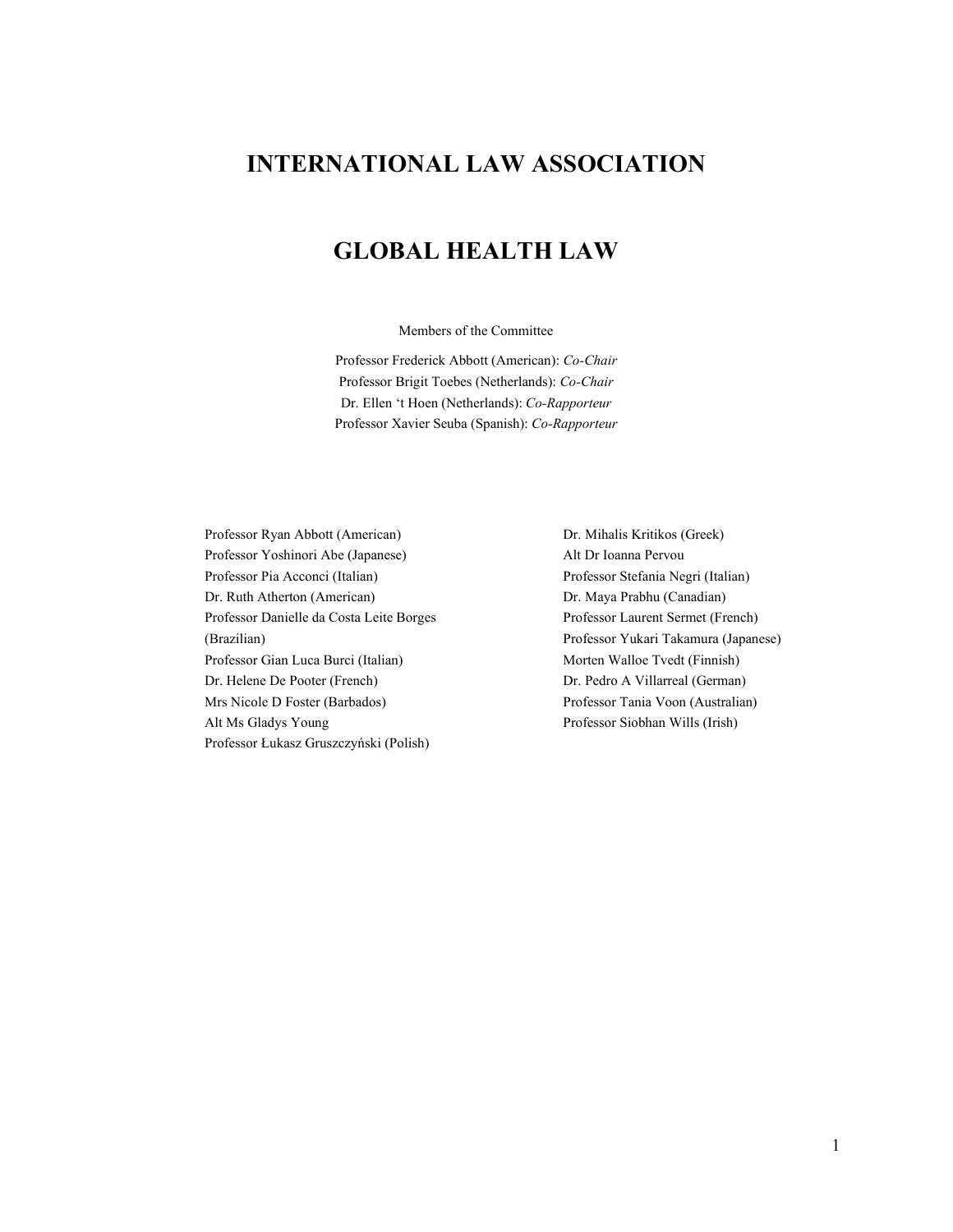# INTERNATIONAL LAW ASSOCIATION

# GLOBAL HEALTH LAW

Members of the Committee

Professor Frederick Abbott (American): *Co-Chair*
Professor Brigit Toebes (Netherlands): *Co-Chair*
Dr. Ellen 't Hoen (Netherlands): *Co-Rapporteur*
Professor Xavier Seuba (Spanish): *Co-Rapporteur*

Professor Ryan Abbott (American)
Professor Yoshinori Abe (Japanese)
Professor Pia Acconci (Italian)
Dr. Ruth Atherton (American)
Professor Danielle da Costa Leite Borges (Brazilian)
Professor Gian Luca Burci (Italian)
Dr. Helene De Pooter (French)
Mrs Nicole D Foster (Barbados)
Alt Ms Gladys Young
Professor Łukasz Gruszczyński (Polish)
Dr. Mihalis Kritikos (Greek)
Alt Dr Ioanna Pervou
Professor Stefania Negri (Italian)
Dr. Maya Prabhu (Canadian)
Professor Laurent Sermet (French)
Professor Yukari Takamura (Japanese)
Morten Walloe Tvedt (Finnish)
Dr. Pedro A Villarreal (German)
Professor Tania Voon (Australian)
Professor Siobhan Wills (Irish)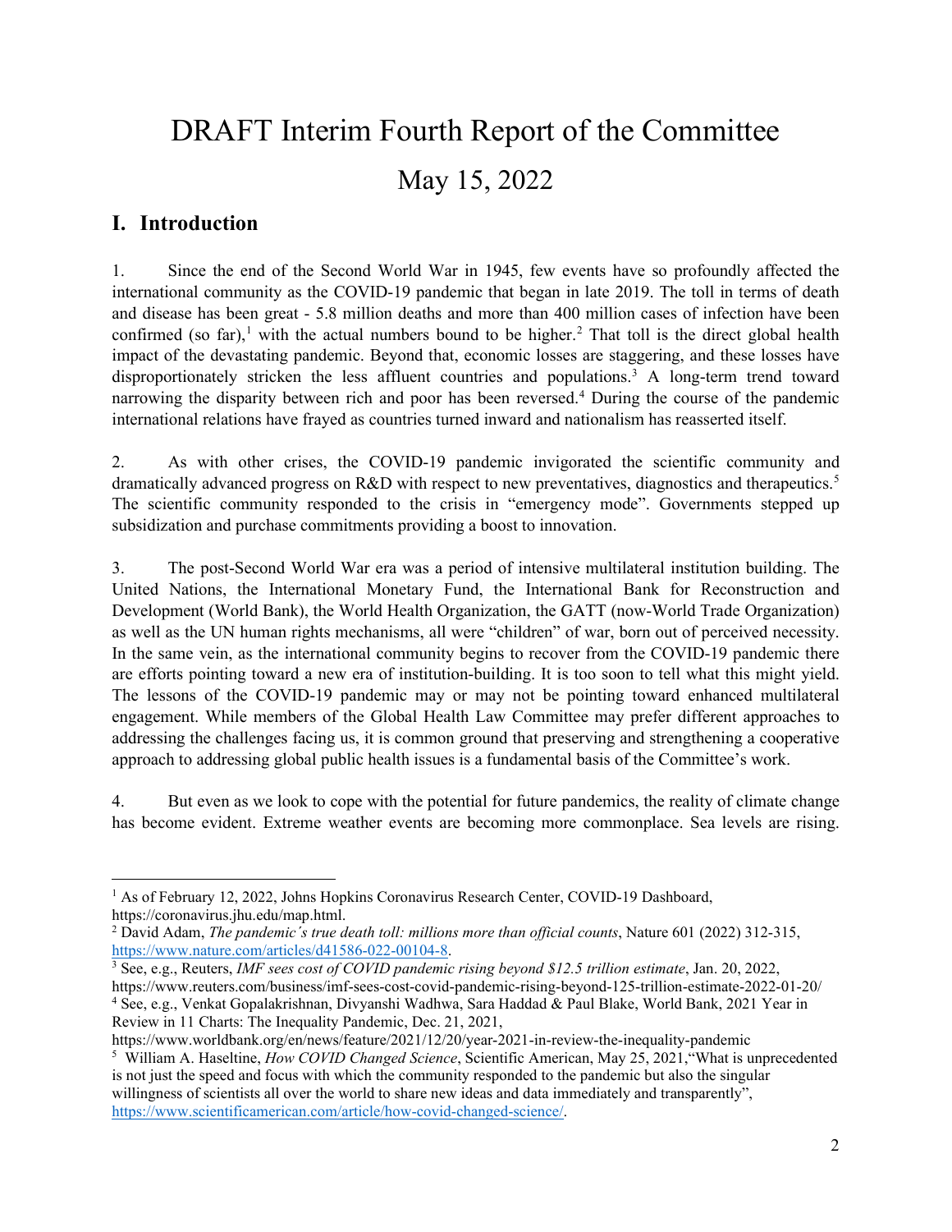# DRAFT Interim Fourth Report of the Committee

## May 15, 2022

## I. Introduction

1. Since the end of the Second World War in 1945, few events have so profoundly affected the international community as the COVID-19 pandemic that began in late 2019. The toll in terms of death and disease has been great - 5.8 million deaths and more than 400 million cases of infection have been confirmed (so far),[1] with the actual numbers bound to be higher.[2] That toll is the direct global health impact of the devastating pandemic. Beyond that, economic losses are staggering, and these losses have disproportionately stricken the less affluent countries and populations.[3] A long-term trend toward narrowing the disparity between rich and poor has been reversed.[4] During the course of the pandemic international relations have frayed as countries turned inward and nationalism has reasserted itself.

2. As with other crises, the COVID-19 pandemic invigorated the scientific community and dramatically advanced progress on R&D with respect to new preventatives, diagnostics and therapeutics.[5] The scientific community responded to the crisis in "emergency mode". Governments stepped up subsidization and purchase commitments providing a boost to innovation.

3. The post-Second World War era was a period of intensive multilateral institution building. The United Nations, the International Monetary Fund, the International Bank for Reconstruction and Development (World Bank), the World Health Organization, the GATT (now-World Trade Organization) as well as the UN human rights mechanisms, all were "children" of war, born out of perceived necessity. In the same vein, as the international community begins to recover from the COVID-19 pandemic there are efforts pointing toward a new era of institution-building. It is too soon to tell what this might yield. The lessons of the COVID-19 pandemic may or may not be pointing toward enhanced multilateral engagement. While members of the Global Health Law Committee may prefer different approaches to addressing the challenges facing us, it is common ground that preserving and strengthening a cooperative approach to addressing global public health issues is a fundamental basis of the Committee's work.

4. But even as we look to cope with the potential for future pandemics, the reality of climate change has become evident. Extreme weather events are becoming more commonplace. Sea levels are rising.

---

[1] As of February 12, 2022, Johns Hopkins Coronavirus Research Center, COVID-19 Dashboard, https://coronavirus.jhu.edu/map.html.

[2] David Adam, *The pandemic´s true death toll: millions more than official counts*, Nature 601 (2022) 312-315, https://www.nature.com/articles/d41586-022-00104-8.

[3] See, e.g., Reuters, *IMF sees cost of COVID pandemic rising beyond $12.5 trillion estimate*, Jan. 20, 2022, https://www.reuters.com/business/imf-sees-cost-covid-pandemic-rising-beyond-125-trillion-estimate-2022-01-20/

[4] See, e.g., Venkat Gopalakrishnan, Divyanshi Wadhwa, Sara Haddad & Paul Blake, World Bank, 2021 Year in Review in 11 Charts: The Inequality Pandemic, Dec. 21, 2021, https://www.worldbank.org/en/news/feature/2021/12/20/year-2021-in-review-the-inequality-pandemic

[5] William A. Haseltine, *How COVID Changed Science*, Scientific American, May 25, 2021,"What is unprecedented is not just the speed and focus with which the community responded to the pandemic but also the singular willingness of scientists all over the world to share new ideas and data immediately and transparently", https://www.scientificamerican.com/article/how-covid-changed-science/.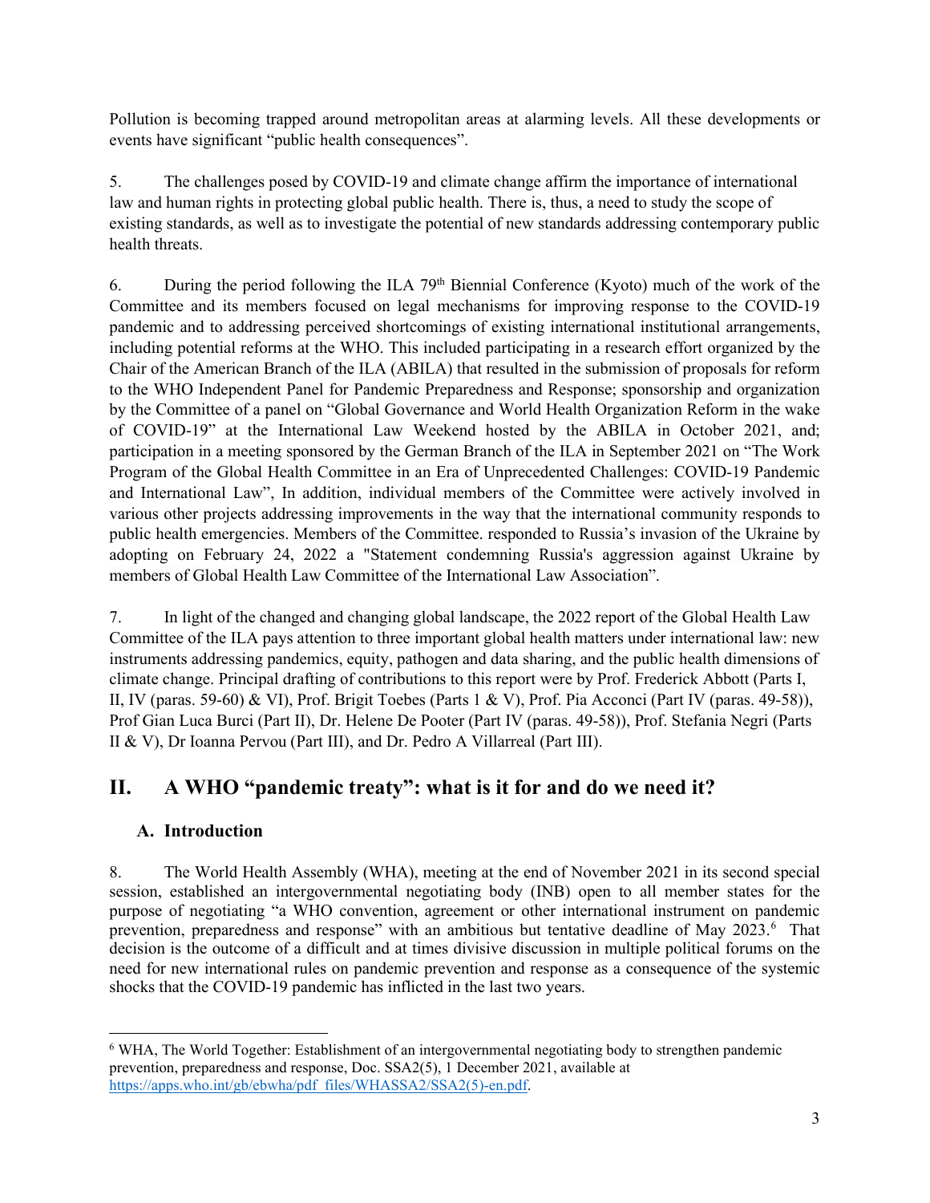Pollution is becoming trapped around metropolitan areas at alarming levels. All these developments or events have significant "public health consequences".

5. The challenges posed by COVID-19 and climate change affirm the importance of international law and human rights in protecting global public health. There is, thus, a need to study the scope of existing standards, as well as to investigate the potential of new standards addressing contemporary public health threats.

6. During the period following the ILA 79th Biennial Conference (Kyoto) much of the work of the Committee and its members focused on legal mechanisms for improving response to the COVID-19 pandemic and to addressing perceived shortcomings of existing international institutional arrangements, including potential reforms at the WHO. This included participating in a research effort organized by the Chair of the American Branch of the ILA (ABILA) that resulted in the submission of proposals for reform to the WHO Independent Panel for Pandemic Preparedness and Response; sponsorship and organization by the Committee of a panel on "Global Governance and World Health Organization Reform in the wake of COVID-19" at the International Law Weekend hosted by the ABILA in October 2021, and; participation in a meeting sponsored by the German Branch of the ILA in September 2021 on "The Work Program of the Global Health Committee in an Era of Unprecedented Challenges: COVID-19 Pandemic and International Law", In addition, individual members of the Committee were actively involved in various other projects addressing improvements in the way that the international community responds to public health emergencies. Members of the Committee. responded to Russia's invasion of the Ukraine by adopting on February 24, 2022 a "Statement condemning Russia's aggression against Ukraine by members of Global Health Law Committee of the International Law Association".

7. In light of the changed and changing global landscape, the 2022 report of the Global Health Law Committee of the ILA pays attention to three important global health matters under international law: new instruments addressing pandemics, equity, pathogen and data sharing, and the public health dimensions of climate change. Principal drafting of contributions to this report were by Prof. Frederick Abbott (Parts I, II, IV (paras. 59-60) & VI), Prof. Brigit Toebes (Parts 1 & V), Prof. Pia Acconci (Part IV (paras. 49-58)), Prof Gian Luca Burci (Part II), Dr. Helene De Pooter (Part IV (paras. 49-58)), Prof. Stefania Negri (Parts II & V), Dr Ioanna Pervou (Part III), and Dr. Pedro A Villarreal (Part III).

## II. A WHO "pandemic treaty": what is it for and do we need it?

### A. Introduction

8. The World Health Assembly (WHA), meeting at the end of November 2021 in its second special session, established an intergovernmental negotiating body (INB) open to all member states for the purpose of negotiating "a WHO convention, agreement or other international instrument on pandemic prevention, preparedness and response" with an ambitious but tentative deadline of May 2023.[6] That decision is the outcome of a difficult and at times divisive discussion in multiple political forums on the need for new international rules on pandemic prevention and response as a consequence of the systemic shocks that the COVID-19 pandemic has inflicted in the last two years.

[6] WHA, The World Together: Establishment of an intergovernmental negotiating body to strengthen pandemic prevention, preparedness and response, Doc. SSA2(5), 1 December 2021, available at https://apps.who.int/gb/ebwha/pdf_files/WHASSA2/SSA2(5)-en.pdf.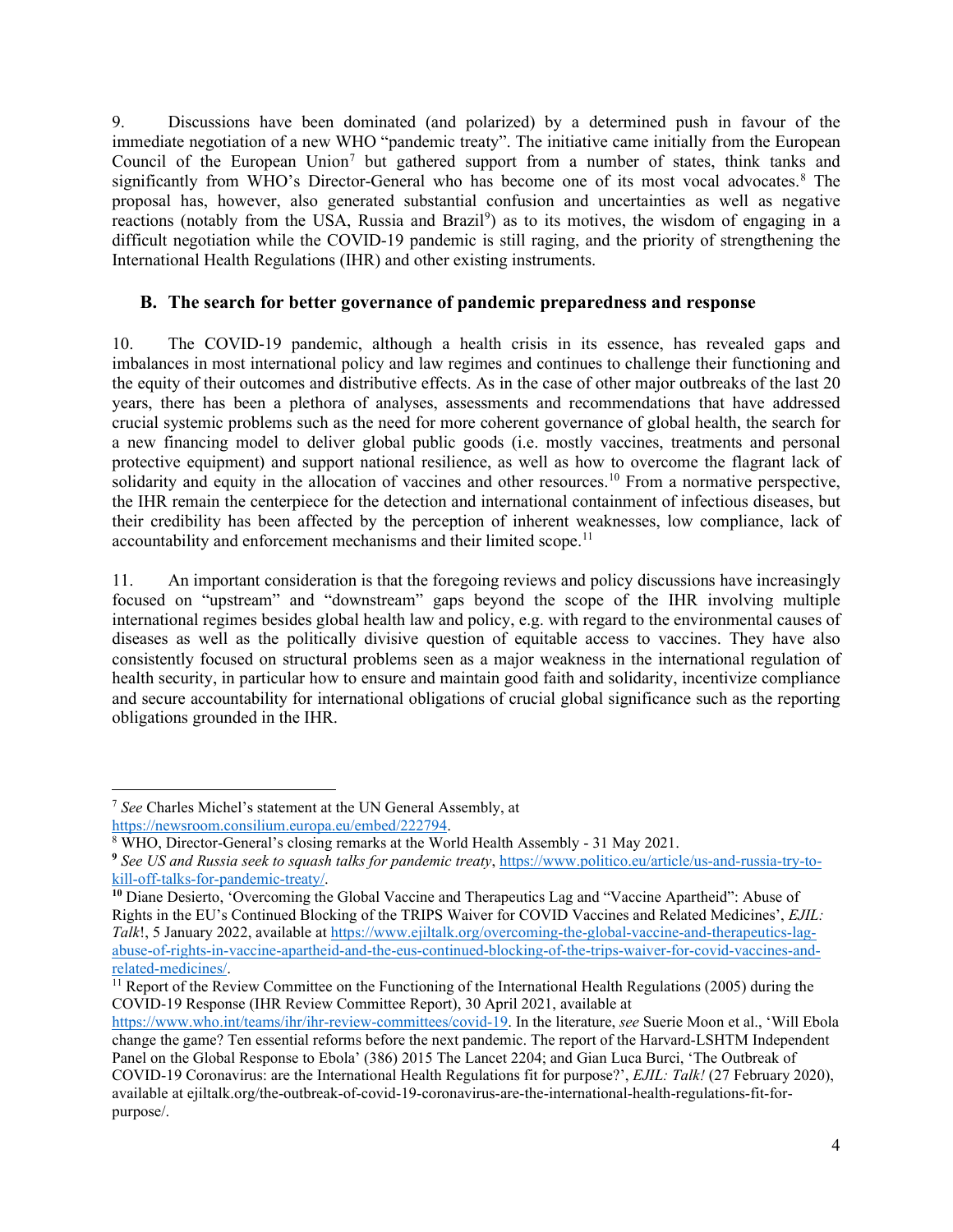9. Discussions have been dominated (and polarized) by a determined push in favour of the immediate negotiation of a new WHO "pandemic treaty". The initiative came initially from the European Council of the European Union[7] but gathered support from a number of states, think tanks and significantly from WHO's Director-General who has become one of its most vocal advocates.[8] The proposal has, however, also generated substantial confusion and uncertainties as well as negative reactions (notably from the USA, Russia and Brazil[9]) as to its motives, the wisdom of engaging in a difficult negotiation while the COVID-19 pandemic is still raging, and the priority of strengthening the International Health Regulations (IHR) and other existing instruments.

### B. The search for better governance of pandemic preparedness and response

10. The COVID-19 pandemic, although a health crisis in its essence, has revealed gaps and imbalances in most international policy and law regimes and continues to challenge their functioning and the equity of their outcomes and distributive effects. As in the case of other major outbreaks of the last 20 years, there has been a plethora of analyses, assessments and recommendations that have addressed crucial systemic problems such as the need for more coherent governance of global health, the search for a new financing model to deliver global public goods (i.e. mostly vaccines, treatments and personal protective equipment) and support national resilience, as well as how to overcome the flagrant lack of solidarity and equity in the allocation of vaccines and other resources.[10] From a normative perspective, the IHR remain the centerpiece for the detection and international containment of infectious diseases, but their credibility has been affected by the perception of inherent weaknesses, low compliance, lack of accountability and enforcement mechanisms and their limited scope.[11]

11. An important consideration is that the foregoing reviews and policy discussions have increasingly focused on "upstream" and "downstream" gaps beyond the scope of the IHR involving multiple international regimes besides global health law and policy, e.g. with regard to the environmental causes of diseases as well as the politically divisive question of equitable access to vaccines. They have also consistently focused on structural problems seen as a major weakness in the international regulation of health security, in particular how to ensure and maintain good faith and solidarity, incentivize compliance and secure accountability for international obligations of crucial global significance such as the reporting obligations grounded in the IHR.

---

[7] *See* Charles Michel's statement at the UN General Assembly, at https://newsroom.consilium.europa.eu/embed/222794.

[8] WHO, Director-General's closing remarks at the World Health Assembly - 31 May 2021.

[9] *See US and Russia seek to squash talks for pandemic treaty*, https://www.politico.eu/article/us-and-russia-try-to-kill-off-talks-for-pandemic-treaty/.

[10] Diane Desierto, 'Overcoming the Global Vaccine and Therapeutics Lag and "Vaccine Apartheid": Abuse of Rights in the EU's Continued Blocking of the TRIPS Waiver for COVID Vaccines and Related Medicines', *EJIL: Talk*!, 5 January 2022, available at https://www.ejiltalk.org/overcoming-the-global-vaccine-and-therapeutics-lag-abuse-of-rights-in-vaccine-apartheid-and-the-eus-continued-blocking-of-the-trips-waiver-for-covid-vaccines-and-related-medicines/.

[11] Report of the Review Committee on the Functioning of the International Health Regulations (2005) during the COVID-19 Response (IHR Review Committee Report), 30 April 2021, available at https://www.who.int/teams/ihr/ihr-review-committees/covid-19. In the literature, *see* Suerie Moon et al., 'Will Ebola change the game? Ten essential reforms before the next pandemic. The report of the Harvard-LSHTM Independent Panel on the Global Response to Ebola' (386) 2015 The Lancet 2204; and Gian Luca Burci, 'The Outbreak of COVID-19 Coronavirus: are the International Health Regulations fit for purpose?', *EJIL: Talk!* (27 February 2020), available at ejiltalk.org/the-outbreak-of-covid-19-coronavirus-are-the-international-health-regulations-fit-for-purpose/.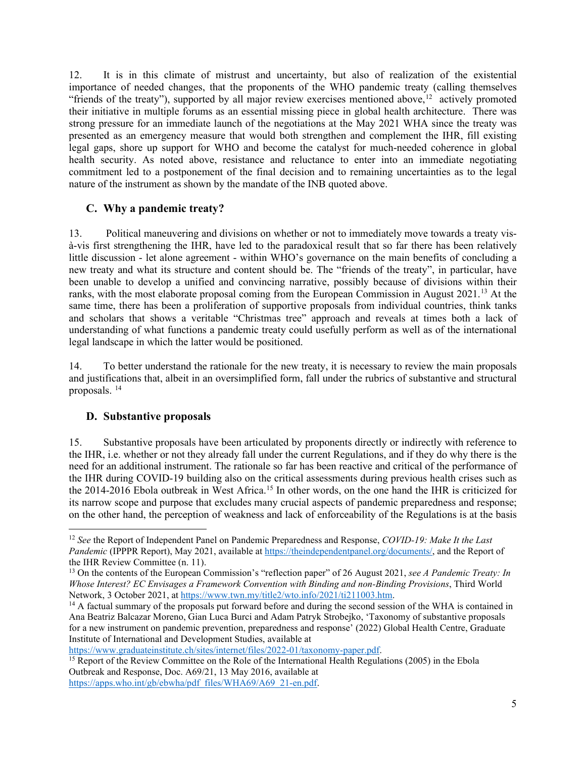12. It is in this climate of mistrust and uncertainty, but also of realization of the existential importance of needed changes, that the proponents of the WHO pandemic treaty (calling themselves "friends of the treaty"), supported by all major review exercises mentioned above,[12] actively promoted their initiative in multiple forums as an essential missing piece in global health architecture. There was strong pressure for an immediate launch of the negotiations at the May 2021 WHA since the treaty was presented as an emergency measure that would both strengthen and complement the IHR, fill existing legal gaps, shore up support for WHO and become the catalyst for much-needed coherence in global health security. As noted above, resistance and reluctance to enter into an immediate negotiating commitment led to a postponement of the final decision and to remaining uncertainties as to the legal nature of the instrument as shown by the mandate of the INB quoted above.

## C. Why a pandemic treaty?

13. Political maneuvering and divisions on whether or not to immediately move towards a treaty vis-à-vis first strengthening the IHR, have led to the paradoxical result that so far there has been relatively little discussion - let alone agreement - within WHO's governance on the main benefits of concluding a new treaty and what its structure and content should be. The "friends of the treaty", in particular, have been unable to develop a unified and convincing narrative, possibly because of divisions within their ranks, with the most elaborate proposal coming from the European Commission in August 2021.[13] At the same time, there has been a proliferation of supportive proposals from individual countries, think tanks and scholars that shows a veritable "Christmas tree" approach and reveals at times both a lack of understanding of what functions a pandemic treaty could usefully perform as well as of the international legal landscape in which the latter would be positioned.

14. To better understand the rationale for the new treaty, it is necessary to review the main proposals and justifications that, albeit in an oversimplified form, fall under the rubrics of substantive and structural proposals. [14]

## D. Substantive proposals

15. Substantive proposals have been articulated by proponents directly or indirectly with reference to the IHR, i.e. whether or not they already fall under the current Regulations, and if they do why there is the need for an additional instrument. The rationale so far has been reactive and critical of the performance of the IHR during COVID-19 building also on the critical assessments during previous health crises such as the 2014-2016 Ebola outbreak in West Africa.[15] In other words, on the one hand the IHR is criticized for its narrow scope and purpose that excludes many crucial aspects of pandemic preparedness and response; on the other hand, the perception of weakness and lack of enforceability of the Regulations is at the basis

---

[12] *See* the Report of Independent Panel on Pandemic Preparedness and Response, *COVID-19: Make It the Last Pandemic* (IPPPR Report), May 2021, available at https://theindependentpanel.org/documents/, and the Report of the IHR Review Committee (n. 11).

[13] On the contents of the European Commission's "reflection paper" of 26 August 2021, *see A Pandemic Treaty: In Whose Interest? EC Envisages a Framework Convention with Binding and non-Binding Provisions*, Third World Network, 3 October 2021, at https://www.twn.my/title2/wto.info/2021/ti211003.htm.

[14] A factual summary of the proposals put forward before and during the second session of the WHA is contained in Ana Beatriz Balcazar Moreno, Gian Luca Burci and Adam Patryk Strobejko, 'Taxonomy of substantive proposals for a new instrument on pandemic prevention, preparedness and response' (2022) Global Health Centre, Graduate Institute of International and Development Studies, available at https://www.graduateinstitute.ch/sites/internet/files/2022-01/taxonomy-paper.pdf.

[15] Report of the Review Committee on the Role of the International Health Regulations (2005) in the Ebola Outbreak and Response, Doc. A69/21, 13 May 2016, available at https://apps.who.int/gb/ebwha/pdf_files/WHA69/A69_21-en.pdf.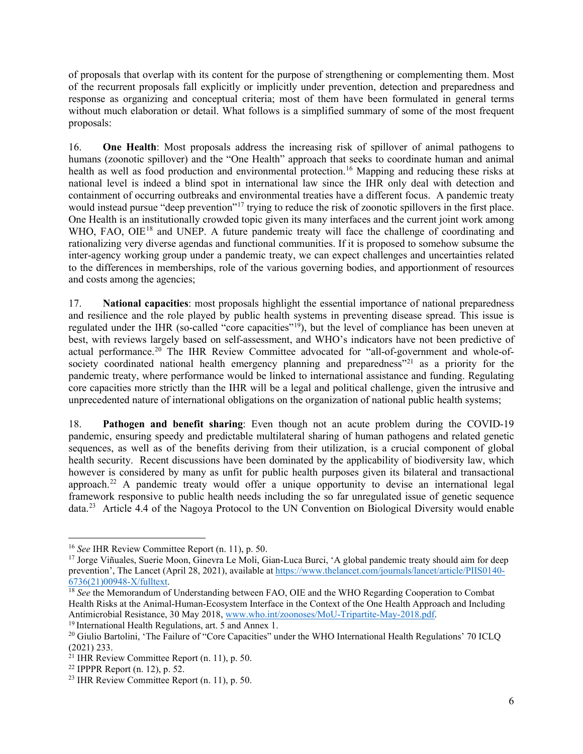of proposals that overlap with its content for the purpose of strengthening or complementing them. Most of the recurrent proposals fall explicitly or implicitly under prevention, detection and preparedness and response as organizing and conceptual criteria; most of them have been formulated in general terms without much elaboration or detail. What follows is a simplified summary of some of the most frequent proposals:

16. **One Health**: Most proposals address the increasing risk of spillover of animal pathogens to humans (zoonotic spillover) and the "One Health" approach that seeks to coordinate human and animal health as well as food production and environmental protection.[16] Mapping and reducing these risks at national level is indeed a blind spot in international law since the IHR only deal with detection and containment of occurring outbreaks and environmental treaties have a different focus. A pandemic treaty would instead pursue "deep prevention"[17] trying to reduce the risk of zoonotic spillovers in the first place. One Health is an institutionally crowded topic given its many interfaces and the current joint work among WHO, FAO, OIE[18] and UNEP. A future pandemic treaty will face the challenge of coordinating and rationalizing very diverse agendas and functional communities. If it is proposed to somehow subsume the inter-agency working group under a pandemic treaty, we can expect challenges and uncertainties related to the differences in memberships, role of the various governing bodies, and apportionment of resources and costs among the agencies;

17. **National capacities**: most proposals highlight the essential importance of national preparedness and resilience and the role played by public health systems in preventing disease spread. This issue is regulated under the IHR (so-called "core capacities"[19]), but the level of compliance has been uneven at best, with reviews largely based on self-assessment, and WHO's indicators have not been predictive of actual performance.[20] The IHR Review Committee advocated for "all-of-government and whole-of-society coordinated national health emergency planning and preparedness"[21] as a priority for the pandemic treaty, where performance would be linked to international assistance and funding. Regulating core capacities more strictly than the IHR will be a legal and political challenge, given the intrusive and unprecedented nature of international obligations on the organization of national public health systems;

18. **Pathogen and benefit sharing**: Even though not an acute problem during the COVID-19 pandemic, ensuring speedy and predictable multilateral sharing of human pathogens and related genetic sequences, as well as of the benefits deriving from their utilization, is a crucial component of global health security. Recent discussions have been dominated by the applicability of biodiversity law, which however is considered by many as unfit for public health purposes given its bilateral and transactional approach.[22] A pandemic treaty would offer a unique opportunity to devise an international legal framework responsive to public health needs including the so far unregulated issue of genetic sequence data.[23] Article 4.4 of the Nagoya Protocol to the UN Convention on Biological Diversity would enable

---

[16] *See* IHR Review Committee Report (n. 11), p. 50.

[17] Jorge Viñuales, Suerie Moon, Ginevra Le Moli, Gian-Luca Burci, 'A global pandemic treaty should aim for deep prevention', The Lancet (April 28, 2021), available at https://www.thelancet.com/journals/lancet/article/PIIS0140-6736(21)00948-X/fulltext.

[18] *See* the Memorandum of Understanding between FAO, OIE and the WHO Regarding Cooperation to Combat Health Risks at the Animal-Human-Ecosystem Interface in the Context of the One Health Approach and Including Antimicrobial Resistance, 30 May 2018, www.who.int/zoonoses/MoU-Tripartite-May-2018.pdf.

[19] International Health Regulations, art. 5 and Annex 1.

[20] Giulio Bartolini, 'The Failure of "Core Capacities" under the WHO International Health Regulations' 70 ICLQ (2021) 233.

[21] IHR Review Committee Report (n. 11), p. 50.

[22] IPPPR Report (n. 12), p. 52.

[23] IHR Review Committee Report (n. 11), p. 50.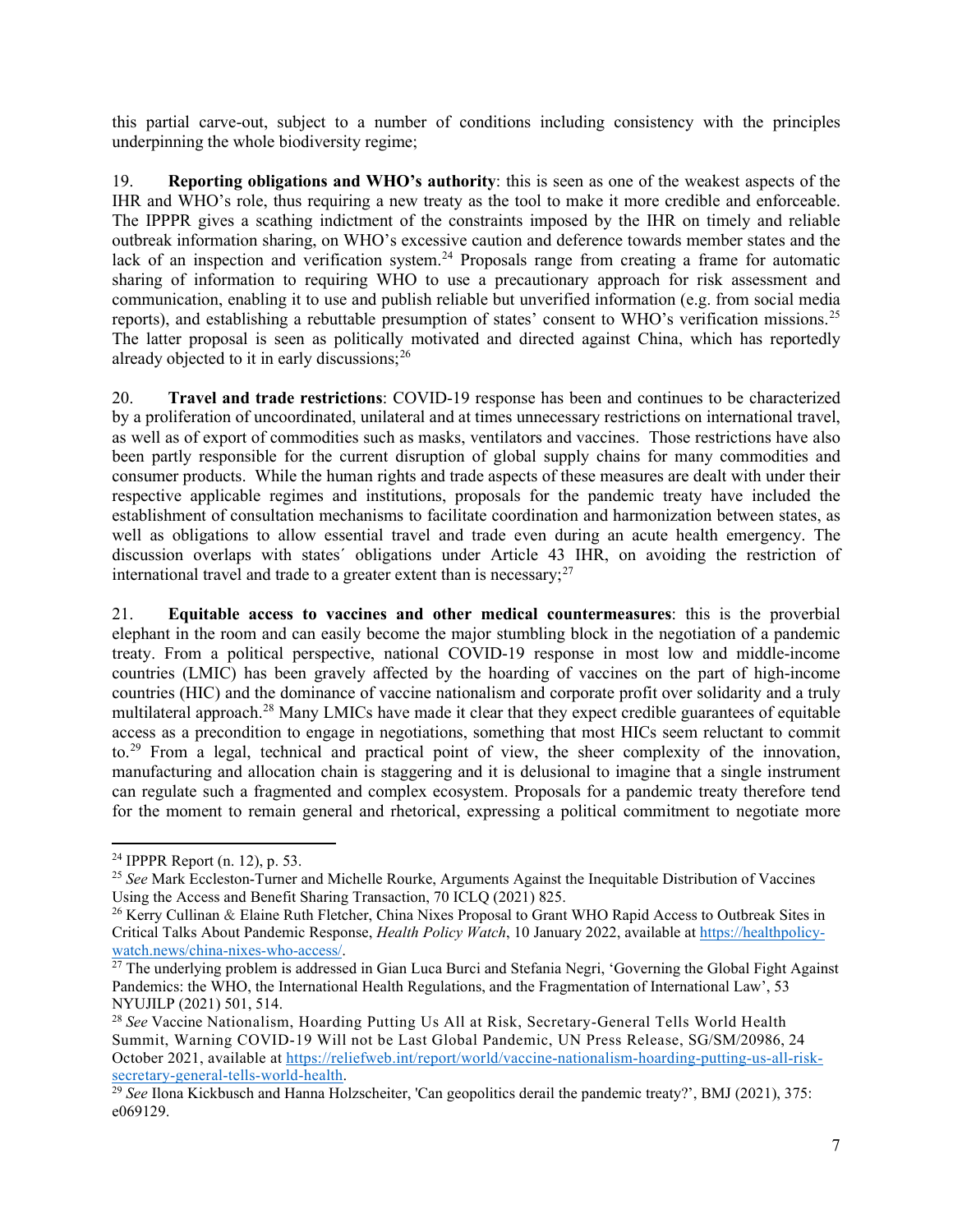this partial carve-out, subject to a number of conditions including consistency with the principles underpinning the whole biodiversity regime;

19. **Reporting obligations and WHO's authority**: this is seen as one of the weakest aspects of the IHR and WHO's role, thus requiring a new treaty as the tool to make it more credible and enforceable. The IPPPR gives a scathing indictment of the constraints imposed by the IHR on timely and reliable outbreak information sharing, on WHO's excessive caution and deference towards member states and the lack of an inspection and verification system.[24] Proposals range from creating a frame for automatic sharing of information to requiring WHO to use a precautionary approach for risk assessment and communication, enabling it to use and publish reliable but unverified information (e.g. from social media reports), and establishing a rebuttable presumption of states' consent to WHO's verification missions.[25] The latter proposal is seen as politically motivated and directed against China, which has reportedly already objected to it in early discussions;[26]

20. **Travel and trade restrictions**: COVID-19 response has been and continues to be characterized by a proliferation of uncoordinated, unilateral and at times unnecessary restrictions on international travel, as well as of export of commodities such as masks, ventilators and vaccines. Those restrictions have also been partly responsible for the current disruption of global supply chains for many commodities and consumer products. While the human rights and trade aspects of these measures are dealt with under their respective applicable regimes and institutions, proposals for the pandemic treaty have included the establishment of consultation mechanisms to facilitate coordination and harmonization between states, as well as obligations to allow essential travel and trade even during an acute health emergency. The discussion overlaps with states´ obligations under Article 43 IHR, on avoiding the restriction of international travel and trade to a greater extent than is necessary;[27]

21. **Equitable access to vaccines and other medical countermeasures**: this is the proverbial elephant in the room and can easily become the major stumbling block in the negotiation of a pandemic treaty. From a political perspective, national COVID-19 response in most low and middle-income countries (LMIC) has been gravely affected by the hoarding of vaccines on the part of high-income countries (HIC) and the dominance of vaccine nationalism and corporate profit over solidarity and a truly multilateral approach.[28] Many LMICs have made it clear that they expect credible guarantees of equitable access as a precondition to engage in negotiations, something that most HICs seem reluctant to commit to.[29] From a legal, technical and practical point of view, the sheer complexity of the innovation, manufacturing and allocation chain is staggering and it is delusional to imagine that a single instrument can regulate such a fragmented and complex ecosystem. Proposals for a pandemic treaty therefore tend for the moment to remain general and rhetorical, expressing a political commitment to negotiate more

---

[24] IPPPR Report (n. 12), p. 53.

[25] *See* Mark Eccleston-Turner and Michelle Rourke, Arguments Against the Inequitable Distribution of Vaccines Using the Access and Benefit Sharing Transaction, 70 ICLQ (2021) 825.

[26] Kerry Cullinan & Elaine Ruth Fletcher, China Nixes Proposal to Grant WHO Rapid Access to Outbreak Sites in Critical Talks About Pandemic Response, *Health Policy Watch*, 10 January 2022, available at https://healthpolicy-watch.news/china-nixes-who-access/.

[27] The underlying problem is addressed in Gian Luca Burci and Stefania Negri, 'Governing the Global Fight Against Pandemics: the WHO, the International Health Regulations, and the Fragmentation of International Law', 53 NYUJILP (2021) 501, 514.

[28] *See* Vaccine Nationalism, Hoarding Putting Us All at Risk, Secretary-General Tells World Health Summit, Warning COVID-19 Will not be Last Global Pandemic, UN Press Release, SG/SM/20986, 24 October 2021, available at https://reliefweb.int/report/world/vaccine-nationalism-hoarding-putting-us-all-risk-secretary-general-tells-world-health.

[29] *See* Ilona Kickbusch and Hanna Holzscheiter, 'Can geopolitics derail the pandemic treaty?', BMJ (2021), 375: e069129.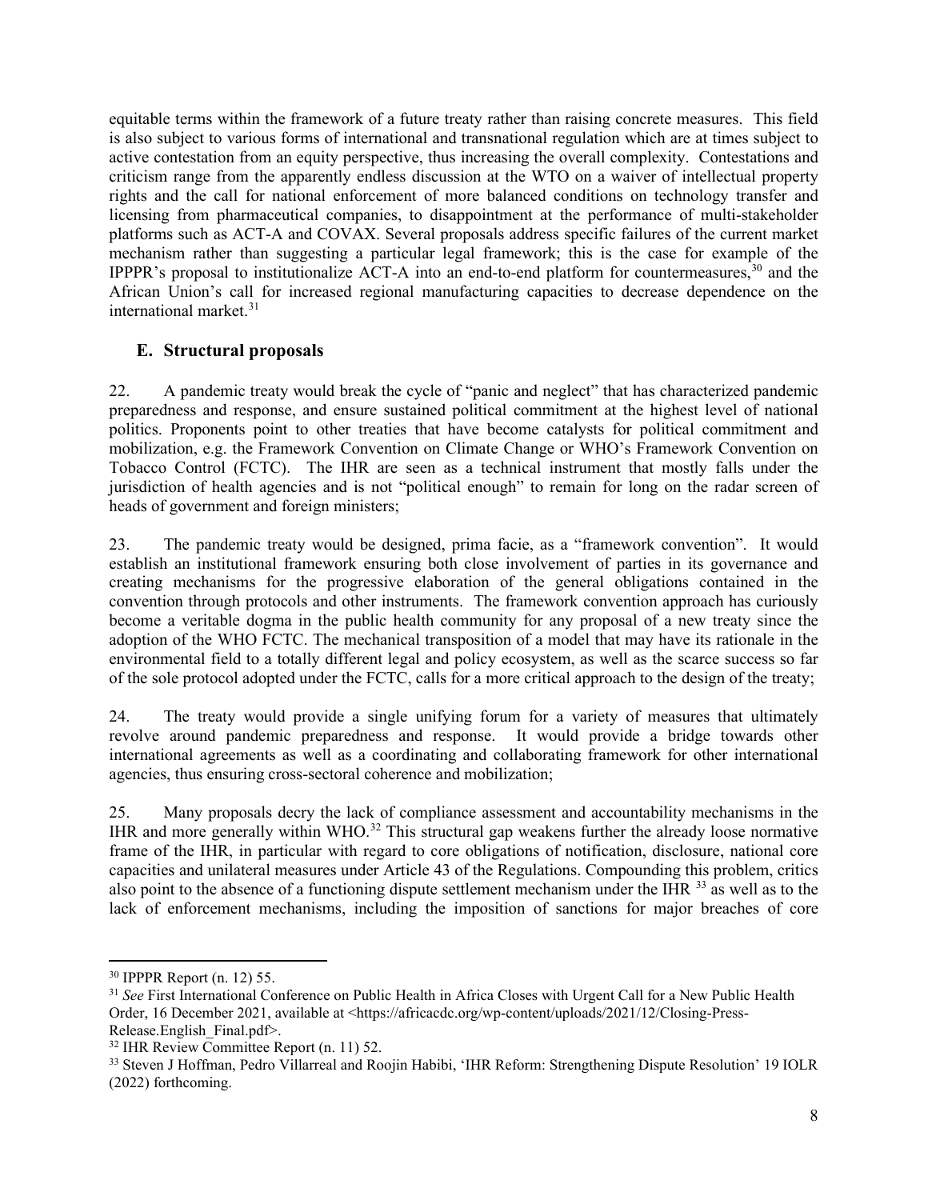equitable terms within the framework of a future treaty rather than raising concrete measures. This field is also subject to various forms of international and transnational regulation which are at times subject to active contestation from an equity perspective, thus increasing the overall complexity. Contestations and criticism range from the apparently endless discussion at the WTO on a waiver of intellectual property rights and the call for national enforcement of more balanced conditions on technology transfer and licensing from pharmaceutical companies, to disappointment at the performance of multi-stakeholder platforms such as ACT-A and COVAX. Several proposals address specific failures of the current market mechanism rather than suggesting a particular legal framework; this is the case for example of the IPPPR's proposal to institutionalize ACT-A into an end-to-end platform for countermeasures,[30] and the African Union's call for increased regional manufacturing capacities to decrease dependence on the international market.[31]

## E. Structural proposals

22. A pandemic treaty would break the cycle of "panic and neglect" that has characterized pandemic preparedness and response, and ensure sustained political commitment at the highest level of national politics. Proponents point to other treaties that have become catalysts for political commitment and mobilization, e.g. the Framework Convention on Climate Change or WHO's Framework Convention on Tobacco Control (FCTC). The IHR are seen as a technical instrument that mostly falls under the jurisdiction of health agencies and is not "political enough" to remain for long on the radar screen of heads of government and foreign ministers;

23. The pandemic treaty would be designed, prima facie, as a "framework convention". It would establish an institutional framework ensuring both close involvement of parties in its governance and creating mechanisms for the progressive elaboration of the general obligations contained in the convention through protocols and other instruments. The framework convention approach has curiously become a veritable dogma in the public health community for any proposal of a new treaty since the adoption of the WHO FCTC. The mechanical transposition of a model that may have its rationale in the environmental field to a totally different legal and policy ecosystem, as well as the scarce success so far of the sole protocol adopted under the FCTC, calls for a more critical approach to the design of the treaty;

24. The treaty would provide a single unifying forum for a variety of measures that ultimately revolve around pandemic preparedness and response. It would provide a bridge towards other international agreements as well as a coordinating and collaborating framework for other international agencies, thus ensuring cross-sectoral coherence and mobilization;

25. Many proposals decry the lack of compliance assessment and accountability mechanisms in the IHR and more generally within WHO.[32] This structural gap weakens further the already loose normative frame of the IHR, in particular with regard to core obligations of notification, disclosure, national core capacities and unilateral measures under Article 43 of the Regulations. Compounding this problem, critics also point to the absence of a functioning dispute settlement mechanism under the IHR [33] as well as to the lack of enforcement mechanisms, including the imposition of sanctions for major breaches of core

---

[30] IPPPR Report (n. 12) 55.

[31] *See* First International Conference on Public Health in Africa Closes with Urgent Call for a New Public Health Order, 16 December 2021, available at <https://africacdc.org/wp-content/uploads/2021/12/Closing-Press-Release.English_Final.pdf>.

[32] IHR Review Committee Report (n. 11) 52.

[33] Steven J Hoffman, Pedro Villarreal and Roojin Habibi, 'IHR Reform: Strengthening Dispute Resolution' 19 IOLR (2022) forthcoming.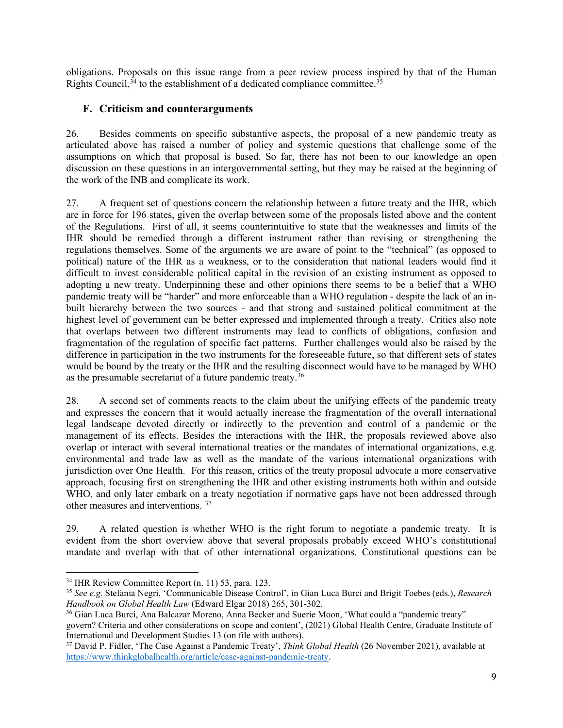obligations. Proposals on this issue range from a peer review process inspired by that of the Human Rights Council,[34] to the establishment of a dedicated compliance committee.[35]

## F. Criticism and counterarguments

26. Besides comments on specific substantive aspects, the proposal of a new pandemic treaty as articulated above has raised a number of policy and systemic questions that challenge some of the assumptions on which that proposal is based. So far, there has not been to our knowledge an open discussion on these questions in an intergovernmental setting, but they may be raised at the beginning of the work of the INB and complicate its work.

27. A frequent set of questions concern the relationship between a future treaty and the IHR, which are in force for 196 states, given the overlap between some of the proposals listed above and the content of the Regulations. First of all, it seems counterintuitive to state that the weaknesses and limits of the IHR should be remedied through a different instrument rather than revising or strengthening the regulations themselves. Some of the arguments we are aware of point to the "technical" (as opposed to political) nature of the IHR as a weakness, or to the consideration that national leaders would find it difficult to invest considerable political capital in the revision of an existing instrument as opposed to adopting a new treaty. Underpinning these and other opinions there seems to be a belief that a WHO pandemic treaty will be "harder" and more enforceable than a WHO regulation - despite the lack of an in-built hierarchy between the two sources - and that strong and sustained political commitment at the highest level of government can be better expressed and implemented through a treaty. Critics also note that overlaps between two different instruments may lead to conflicts of obligations, confusion and fragmentation of the regulation of specific fact patterns. Further challenges would also be raised by the difference in participation in the two instruments for the foreseeable future, so that different sets of states would be bound by the treaty or the IHR and the resulting disconnect would have to be managed by WHO as the presumable secretariat of a future pandemic treaty.[36]

28. A second set of comments reacts to the claim about the unifying effects of the pandemic treaty and expresses the concern that it would actually increase the fragmentation of the overall international legal landscape devoted directly or indirectly to the prevention and control of a pandemic or the management of its effects. Besides the interactions with the IHR, the proposals reviewed above also overlap or interact with several international treaties or the mandates of international organizations, e.g. environmental and trade law as well as the mandate of the various international organizations with jurisdiction over One Health. For this reason, critics of the treaty proposal advocate a more conservative approach, focusing first on strengthening the IHR and other existing instruments both within and outside WHO, and only later embark on a treaty negotiation if normative gaps have not been addressed through other measures and interventions.[37]

29. A related question is whether WHO is the right forum to negotiate a pandemic treaty. It is evident from the short overview above that several proposals probably exceed WHO's constitutional mandate and overlap with that of other international organizations. Constitutional questions can be

---

[34] IHR Review Committee Report (n. 11) 53, para. 123.

[35] *See e.g.* Stefania Negri, 'Communicable Disease Control', in Gian Luca Burci and Brigit Toebes (eds.), *Research Handbook on Global Health Law* (Edward Elgar 2018) 265, 301-302.

[36] Gian Luca Burci, Ana Balcazar Moreno, Anna Becker and Suerie Moon, 'What could a "pandemic treaty" govern? Criteria and other considerations on scope and content', (2021) Global Health Centre, Graduate Institute of International and Development Studies 13 (on file with authors).

[37] David P. Fidler, 'The Case Against a Pandemic Treaty', *Think Global Health* (26 November 2021), available at https://www.thinkglobalhealth.org/article/case-against-pandemic-treaty.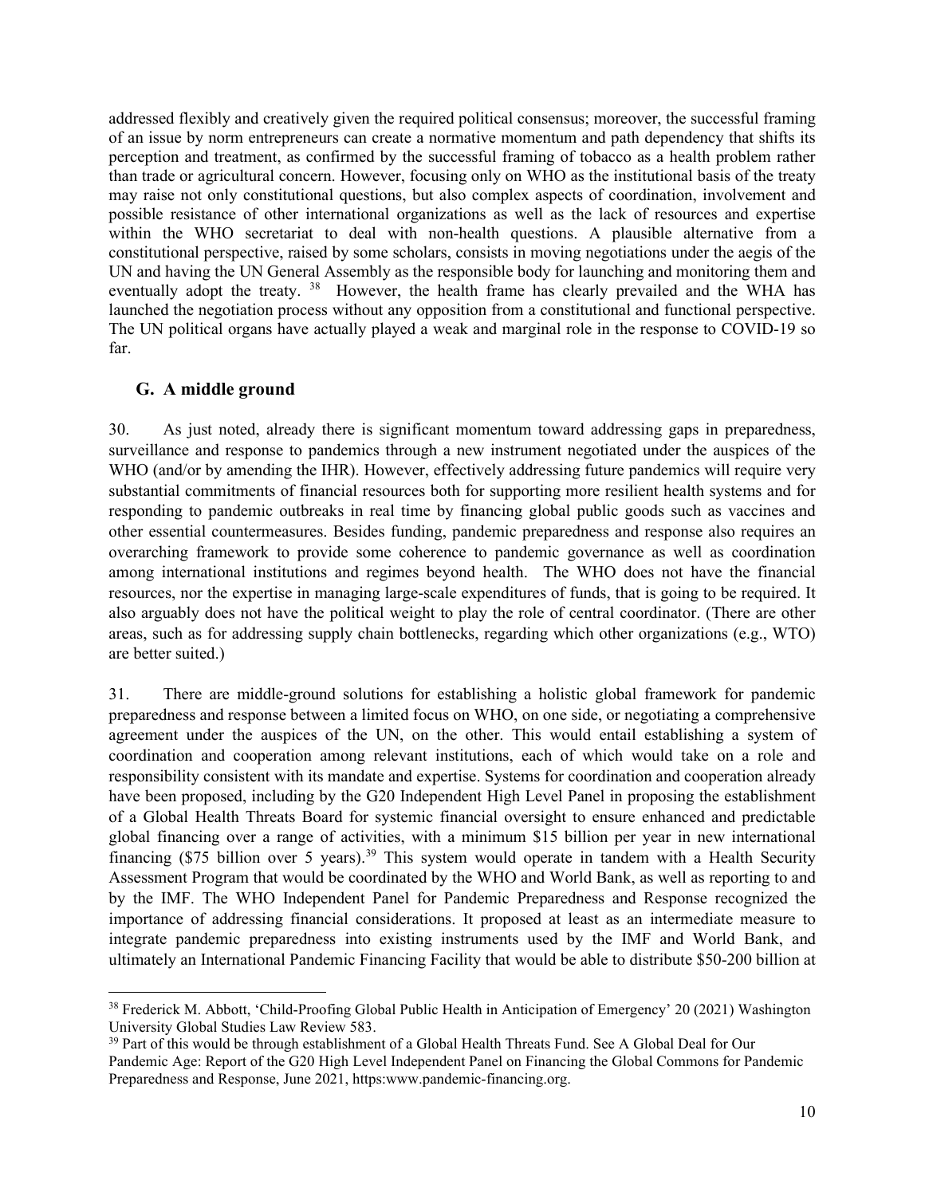addressed flexibly and creatively given the required political consensus; moreover, the successful framing of an issue by norm entrepreneurs can create a normative momentum and path dependency that shifts its perception and treatment, as confirmed by the successful framing of tobacco as a health problem rather than trade or agricultural concern. However, focusing only on WHO as the institutional basis of the treaty may raise not only constitutional questions, but also complex aspects of coordination, involvement and possible resistance of other international organizations as well as the lack of resources and expertise within the WHO secretariat to deal with non-health questions. A plausible alternative from a constitutional perspective, raised by some scholars, consists in moving negotiations under the aegis of the UN and having the UN General Assembly as the responsible body for launching and monitoring them and eventually adopt the treaty. [38] However, the health frame has clearly prevailed and the WHA has launched the negotiation process without any opposition from a constitutional and functional perspective. The UN political organs have actually played a weak and marginal role in the response to COVID-19 so far.

## G. A middle ground

30. As just noted, already there is significant momentum toward addressing gaps in preparedness, surveillance and response to pandemics through a new instrument negotiated under the auspices of the WHO (and/or by amending the IHR). However, effectively addressing future pandemics will require very substantial commitments of financial resources both for supporting more resilient health systems and for responding to pandemic outbreaks in real time by financing global public goods such as vaccines and other essential countermeasures. Besides funding, pandemic preparedness and response also requires an overarching framework to provide some coherence to pandemic governance as well as coordination among international institutions and regimes beyond health. The WHO does not have the financial resources, nor the expertise in managing large-scale expenditures of funds, that is going to be required. It also arguably does not have the political weight to play the role of central coordinator. (There are other areas, such as for addressing supply chain bottlenecks, regarding which other organizations (e.g., WTO) are better suited.)

31. There are middle-ground solutions for establishing a holistic global framework for pandemic preparedness and response between a limited focus on WHO, on one side, or negotiating a comprehensive agreement under the auspices of the UN, on the other. This would entail establishing a system of coordination and cooperation among relevant institutions, each of which would take on a role and responsibility consistent with its mandate and expertise. Systems for coordination and cooperation already have been proposed, including by the G20 Independent High Level Panel in proposing the establishment of a Global Health Threats Board for systemic financial oversight to ensure enhanced and predictable global financing over a range of activities, with a minimum \$15 billion per year in new international financing (\$75 billion over 5 years).[39] This system would operate in tandem with a Health Security Assessment Program that would be coordinated by the WHO and World Bank, as well as reporting to and by the IMF. The WHO Independent Panel for Pandemic Preparedness and Response recognized the importance of addressing financial considerations. It proposed at least as an intermediate measure to integrate pandemic preparedness into existing instruments used by the IMF and World Bank, and ultimately an International Pandemic Financing Facility that would be able to distribute \$50-200 billion at

---

[38] Frederick M. Abbott, 'Child-Proofing Global Public Health in Anticipation of Emergency' 20 (2021) Washington University Global Studies Law Review 583.

[39] Part of this would be through establishment of a Global Health Threats Fund. See A Global Deal for Our Pandemic Age: Report of the G20 High Level Independent Panel on Financing the Global Commons for Pandemic Preparedness and Response, June 2021, https:www.pandemic-financing.org.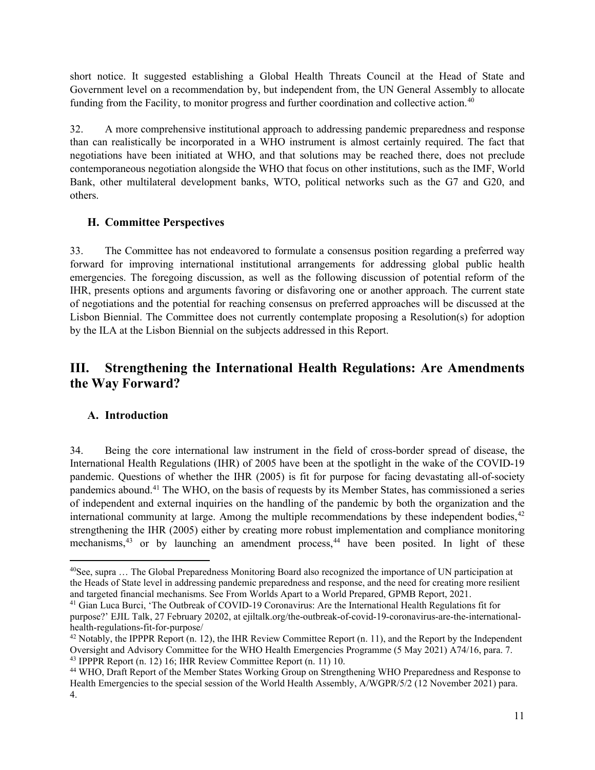short notice. It suggested establishing a Global Health Threats Council at the Head of State and Government level on a recommendation by, but independent from, the UN General Assembly to allocate funding from the Facility, to monitor progress and further coordination and collective action.[40]

32. A more comprehensive institutional approach to addressing pandemic preparedness and response than can realistically be incorporated in a WHO instrument is almost certainly required. The fact that negotiations have been initiated at WHO, and that solutions may be reached there, does not preclude contemporaneous negotiation alongside the WHO that focus on other institutions, such as the IMF, World Bank, other multilateral development banks, WTO, political networks such as the G7 and G20, and others.

### H. Committee Perspectives

33. The Committee has not endeavored to formulate a consensus position regarding a preferred way forward for improving international institutional arrangements for addressing global public health emergencies. The foregoing discussion, as well as the following discussion of potential reform of the IHR, presents options and arguments favoring or disfavoring one or another approach. The current state of negotiations and the potential for reaching consensus on preferred approaches will be discussed at the Lisbon Biennial. The Committee does not currently contemplate proposing a Resolution(s) for adoption by the ILA at the Lisbon Biennial on the subjects addressed in this Report.

## III. Strengthening the International Health Regulations: Are Amendments the Way Forward?

### A. Introduction

34. Being the core international law instrument in the field of cross-border spread of disease, the International Health Regulations (IHR) of 2005 have been at the spotlight in the wake of the COVID-19 pandemic. Questions of whether the IHR (2005) is fit for purpose for facing devastating all-of-society pandemics abound.[41] The WHO, on the basis of requests by its Member States, has commissioned a series of independent and external inquiries on the handling of the pandemic by both the organization and the international community at large. Among the multiple recommendations by these independent bodies,[42] strengthening the IHR (2005) either by creating more robust implementation and compliance monitoring mechanisms,[43] or by launching an amendment process,[44] have been posited. In light of these

---

[40] See, supra … The Global Preparedness Monitoring Board also recognized the importance of UN participation at the Heads of State level in addressing pandemic preparedness and response, and the need for creating more resilient and targeted financial mechanisms. See From Worlds Apart to a World Prepared, GPMB Report, 2021.

[41] Gian Luca Burci, 'The Outbreak of COVID-19 Coronavirus: Are the International Health Regulations fit for purpose?' EJIL Talk, 27 February 20202, at ejiltalk.org/the-outbreak-of-covid-19-coronavirus-are-the-international-health-regulations-fit-for-purpose/

[42] Notably, the IPPPR Report (n. 12), the IHR Review Committee Report (n. 11), and the Report by the Independent Oversight and Advisory Committee for the WHO Health Emergencies Programme (5 May 2021) A74/16, para. 7.

[43] IPPPR Report (n. 12) 16; IHR Review Committee Report (n. 11) 10.

[44] WHO, Draft Report of the Member States Working Group on Strengthening WHO Preparedness and Response to Health Emergencies to the special session of the World Health Assembly, A/WGPR/5/2 (12 November 2021) para. 4.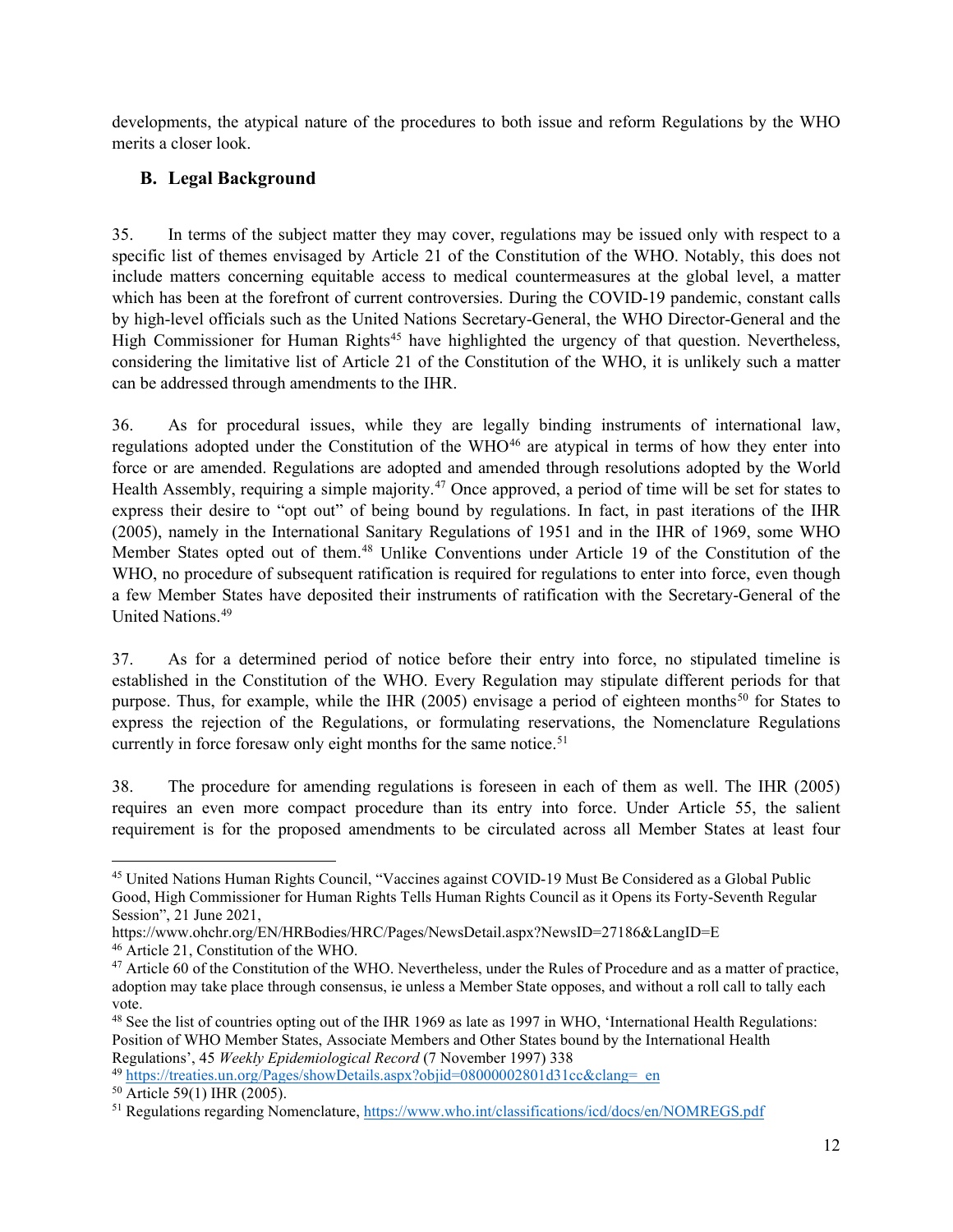developments, the atypical nature of the procedures to both issue and reform Regulations by the WHO merits a closer look.

## B. Legal Background

35. In terms of the subject matter they may cover, regulations may be issued only with respect to a specific list of themes envisaged by Article 21 of the Constitution of the WHO. Notably, this does not include matters concerning equitable access to medical countermeasures at the global level, a matter which has been at the forefront of current controversies. During the COVID-19 pandemic, constant calls by high-level officials such as the United Nations Secretary-General, the WHO Director-General and the High Commissioner for Human Rights[45] have highlighted the urgency of that question. Nevertheless, considering the limitative list of Article 21 of the Constitution of the WHO, it is unlikely such a matter can be addressed through amendments to the IHR.

36. As for procedural issues, while they are legally binding instruments of international law, regulations adopted under the Constitution of the WHO[46] are atypical in terms of how they enter into force or are amended. Regulations are adopted and amended through resolutions adopted by the World Health Assembly, requiring a simple majority.[47] Once approved, a period of time will be set for states to express their desire to "opt out" of being bound by regulations. In fact, in past iterations of the IHR (2005), namely in the International Sanitary Regulations of 1951 and in the IHR of 1969, some WHO Member States opted out of them.[48] Unlike Conventions under Article 19 of the Constitution of the WHO, no procedure of subsequent ratification is required for regulations to enter into force, even though a few Member States have deposited their instruments of ratification with the Secretary-General of the United Nations.[49]

37. As for a determined period of notice before their entry into force, no stipulated timeline is established in the Constitution of the WHO. Every Regulation may stipulate different periods for that purpose. Thus, for example, while the IHR (2005) envisage a period of eighteen months[50] for States to express the rejection of the Regulations, or formulating reservations, the Nomenclature Regulations currently in force foresaw only eight months for the same notice.[51]

38. The procedure for amending regulations is foreseen in each of them as well. The IHR (2005) requires an even more compact procedure than its entry into force. Under Article 55, the salient requirement is for the proposed amendments to be circulated across all Member States at least four

---

[45] United Nations Human Rights Council, "Vaccines against COVID-19 Must Be Considered as a Global Public Good, High Commissioner for Human Rights Tells Human Rights Council as it Opens its Forty-Seventh Regular Session", 21 June 2021, https://www.ohchr.org/EN/HRBodies/HRC/Pages/NewsDetail.aspx?NewsID=27186&LangID=E

[46] Article 21, Constitution of the WHO.

[47] Article 60 of the Constitution of the WHO. Nevertheless, under the Rules of Procedure and as a matter of practice, adoption may take place through consensus, ie unless a Member State opposes, and without a roll call to tally each vote.

[48] See the list of countries opting out of the IHR 1969 as late as 1997 in WHO, 'International Health Regulations: Position of WHO Member States, Associate Members and Other States bound by the International Health Regulations', 45 *Weekly Epidemiological Record* (7 November 1997) 338

[49] https://treaties.un.org/Pages/showDetails.aspx?objid=08000002801d31cc&clang=_en

[50] Article 59(1) IHR (2005).

[51] Regulations regarding Nomenclature, https://www.who.int/classifications/icd/docs/en/NOMREGS.pdf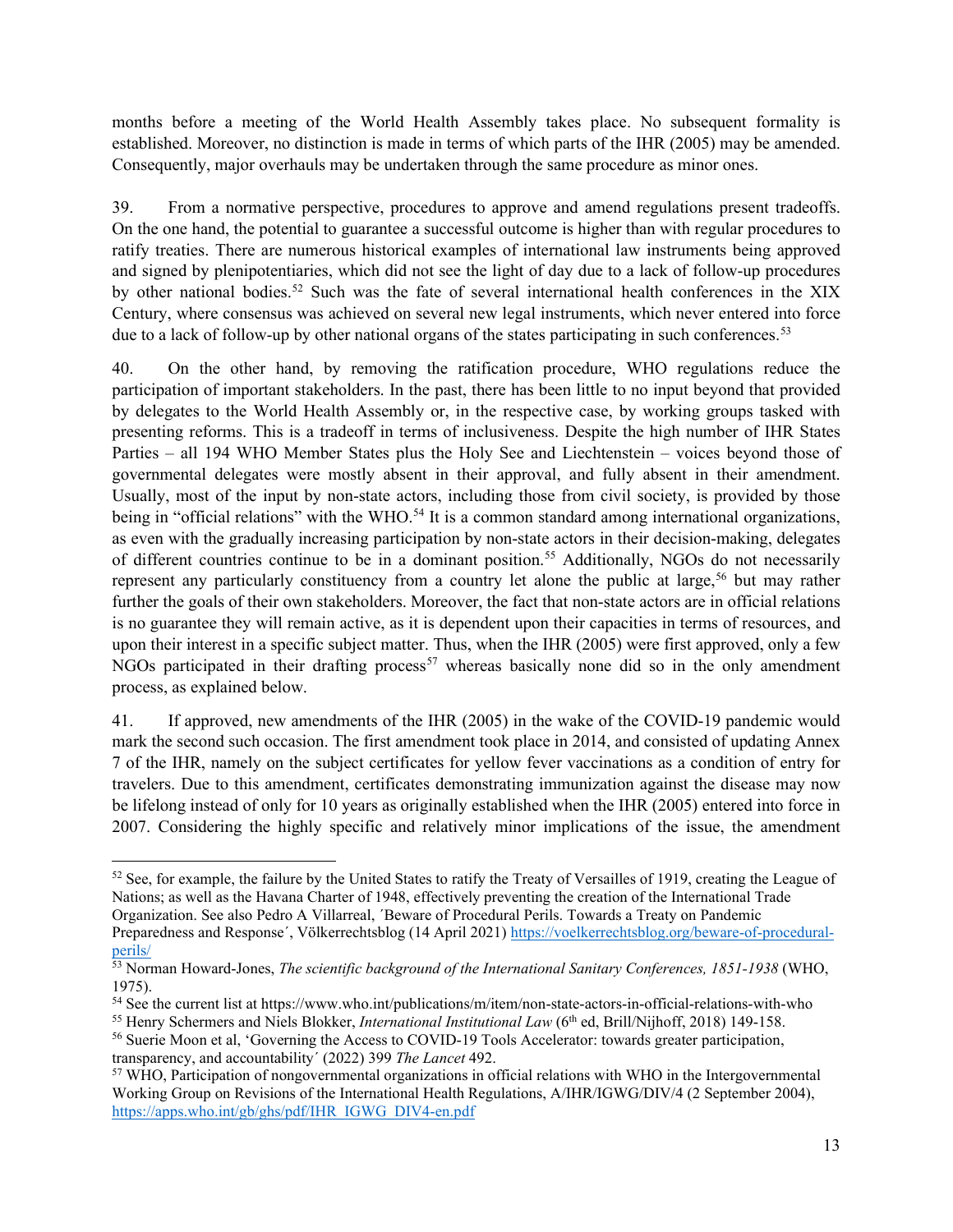months before a meeting of the World Health Assembly takes place. No subsequent formality is established. Moreover, no distinction is made in terms of which parts of the IHR (2005) may be amended. Consequently, major overhauls may be undertaken through the same procedure as minor ones.

39. From a normative perspective, procedures to approve and amend regulations present tradeoffs. On the one hand, the potential to guarantee a successful outcome is higher than with regular procedures to ratify treaties. There are numerous historical examples of international law instruments being approved and signed by plenipotentiaries, which did not see the light of day due to a lack of follow-up procedures by other national bodies.[52] Such was the fate of several international health conferences in the XIX Century, where consensus was achieved on several new legal instruments, which never entered into force due to a lack of follow-up by other national organs of the states participating in such conferences.[53]

40. On the other hand, by removing the ratification procedure, WHO regulations reduce the participation of important stakeholders. In the past, there has been little to no input beyond that provided by delegates to the World Health Assembly or, in the respective case, by working groups tasked with presenting reforms. This is a tradeoff in terms of inclusiveness. Despite the high number of IHR States Parties – all 194 WHO Member States plus the Holy See and Liechtenstein – voices beyond those of governmental delegates were mostly absent in their approval, and fully absent in their amendment. Usually, most of the input by non-state actors, including those from civil society, is provided by those being in "official relations" with the WHO.[54] It is a common standard among international organizations, as even with the gradually increasing participation by non-state actors in their decision-making, delegates of different countries continue to be in a dominant position.[55] Additionally, NGOs do not necessarily represent any particularly constituency from a country let alone the public at large,[56] but may rather further the goals of their own stakeholders. Moreover, the fact that non-state actors are in official relations is no guarantee they will remain active, as it is dependent upon their capacities in terms of resources, and upon their interest in a specific subject matter. Thus, when the IHR (2005) were first approved, only a few NGOs participated in their drafting process[57] whereas basically none did so in the only amendment process, as explained below.

41. If approved, new amendments of the IHR (2005) in the wake of the COVID-19 pandemic would mark the second such occasion. The first amendment took place in 2014, and consisted of updating Annex 7 of the IHR, namely on the subject certificates for yellow fever vaccinations as a condition of entry for travelers. Due to this amendment, certificates demonstrating immunization against the disease may now be lifelong instead of only for 10 years as originally established when the IHR (2005) entered into force in 2007. Considering the highly specific and relatively minor implications of the issue, the amendment

---

[52] See, for example, the failure by the United States to ratify the Treaty of Versailles of 1919, creating the League of Nations; as well as the Havana Charter of 1948, effectively preventing the creation of the International Trade Organization. See also Pedro A Villarreal, ´Beware of Procedural Perils. Towards a Treaty on Pandemic Preparedness and Response´, Völkerrechtsblog (14 April 2021) https://voelkerrechtsblog.org/beware-of-procedural-perils/

[53] Norman Howard-Jones, *The scientific background of the International Sanitary Conferences, 1851-1938* (WHO, 1975).

[54] See the current list at https://www.who.int/publications/m/item/non-state-actors-in-official-relations-with-who

[55] Henry Schermers and Niels Blokker, *International Institutional Law* (6th ed, Brill/Nijhoff, 2018) 149-158.

[56] Suerie Moon et al, 'Governing the Access to COVID-19 Tools Accelerator: towards greater participation, transparency, and accountability´ (2022) 399 *The Lancet* 492.

[57] WHO, Participation of nongovernmental organizations in official relations with WHO in the Intergovernmental Working Group on Revisions of the International Health Regulations, A/IHR/IGWG/DIV/4 (2 September 2004), https://apps.who.int/gb/ghs/pdf/IHR_IGWG_DIV4-en.pdf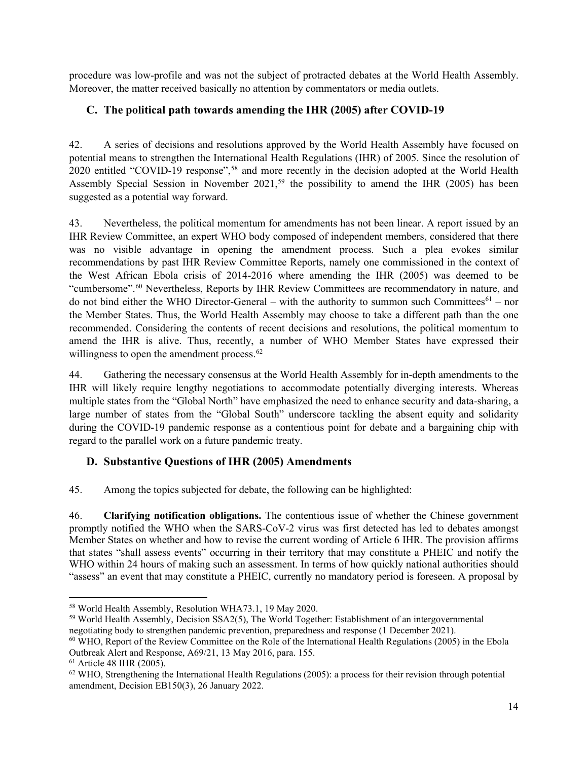procedure was low-profile and was not the subject of protracted debates at the World Health Assembly. Moreover, the matter received basically no attention by commentators or media outlets.

## C. The political path towards amending the IHR (2005) after COVID-19

42. A series of decisions and resolutions approved by the World Health Assembly have focused on potential means to strengthen the International Health Regulations (IHR) of 2005. Since the resolution of 2020 entitled "COVID-19 response",[58] and more recently in the decision adopted at the World Health Assembly Special Session in November 2021,[59] the possibility to amend the IHR (2005) has been suggested as a potential way forward.

43. Nevertheless, the political momentum for amendments has not been linear. A report issued by an IHR Review Committee, an expert WHO body composed of independent members, considered that there was no visible advantage in opening the amendment process. Such a plea evokes similar recommendations by past IHR Review Committee Reports, namely one commissioned in the context of the West African Ebola crisis of 2014-2016 where amending the IHR (2005) was deemed to be "cumbersome".[60] Nevertheless, Reports by IHR Review Committees are recommendatory in nature, and do not bind either the WHO Director-General – with the authority to summon such Committees[61] – nor the Member States. Thus, the World Health Assembly may choose to take a different path than the one recommended. Considering the contents of recent decisions and resolutions, the political momentum to amend the IHR is alive. Thus, recently, a number of WHO Member States have expressed their willingness to open the amendment process.[62]

44. Gathering the necessary consensus at the World Health Assembly for in-depth amendments to the IHR will likely require lengthy negotiations to accommodate potentially diverging interests. Whereas multiple states from the "Global North" have emphasized the need to enhance security and data-sharing, a large number of states from the "Global South" underscore tackling the absent equity and solidarity during the COVID-19 pandemic response as a contentious point for debate and a bargaining chip with regard to the parallel work on a future pandemic treaty.

## D. Substantive Questions of IHR (2005) Amendments

45. Among the topics subjected for debate, the following can be highlighted:

46. **Clarifying notification obligations.** The contentious issue of whether the Chinese government promptly notified the WHO when the SARS-CoV-2 virus was first detected has led to debates amongst Member States on whether and how to revise the current wording of Article 6 IHR. The provision affirms that states "shall assess events" occurring in their territory that may constitute a PHEIC and notify the WHO within 24 hours of making such an assessment. In terms of how quickly national authorities should "assess" an event that may constitute a PHEIC, currently no mandatory period is foreseen. A proposal by

---

[58] World Health Assembly, Resolution WHA73.1, 19 May 2020.

[59] World Health Assembly, Decision SSA2(5), The World Together: Establishment of an intergovernmental negotiating body to strengthen pandemic prevention, preparedness and response (1 December 2021).

[60] WHO, Report of the Review Committee on the Role of the International Health Regulations (2005) in the Ebola Outbreak Alert and Response, A69/21, 13 May 2016, para. 155.

[61] Article 48 IHR (2005).

[62] WHO, Strengthening the International Health Regulations (2005): a process for their revision through potential amendment, Decision EB150(3), 26 January 2022.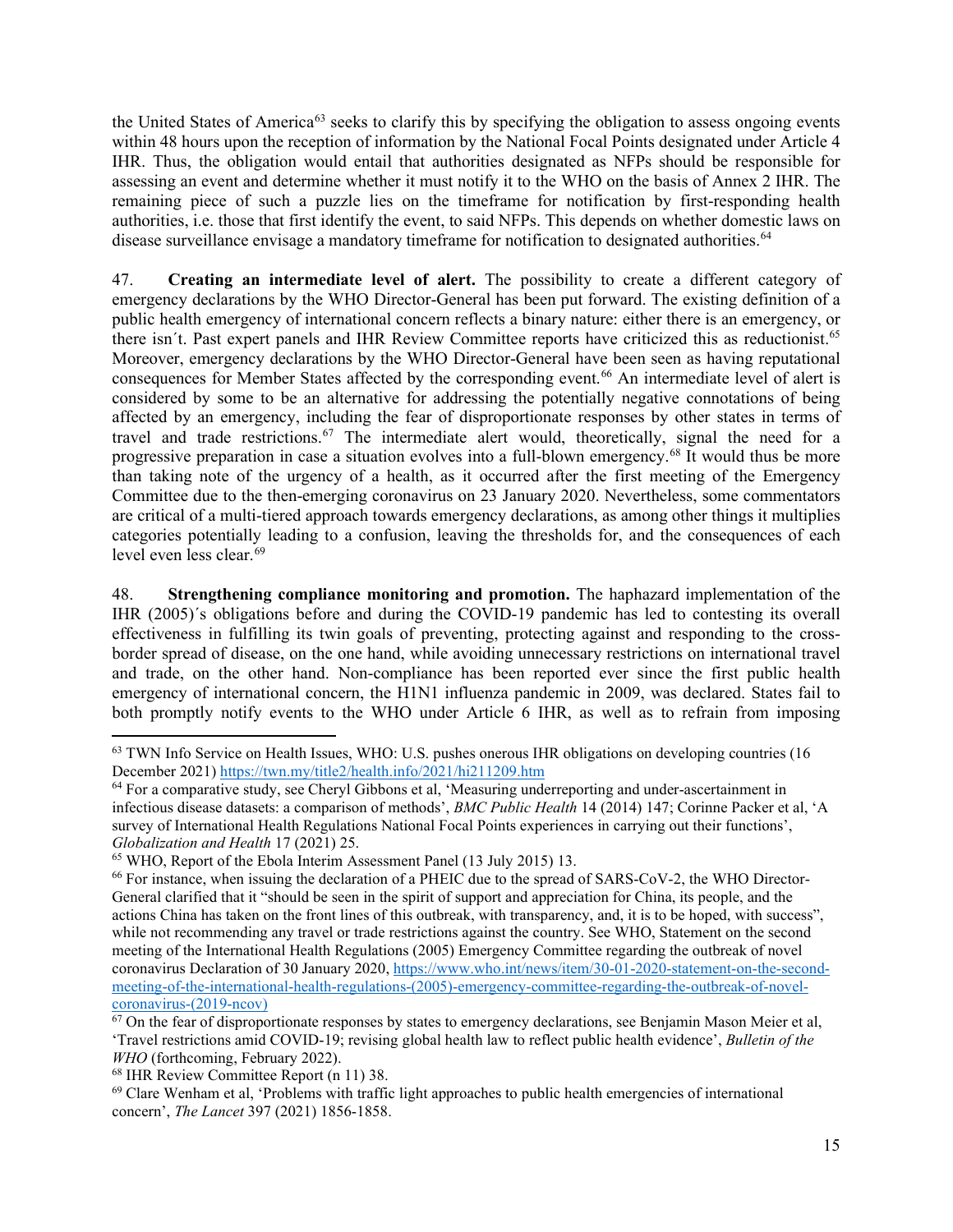the United States of America[63] seeks to clarify this by specifying the obligation to assess ongoing events within 48 hours upon the reception of information by the National Focal Points designated under Article 4 IHR. Thus, the obligation would entail that authorities designated as NFPs should be responsible for assessing an event and determine whether it must notify it to the WHO on the basis of Annex 2 IHR. The remaining piece of such a puzzle lies on the timeframe for notification by first-responding health authorities, i.e. those that first identify the event, to said NFPs. This depends on whether domestic laws on disease surveillance envisage a mandatory timeframe for notification to designated authorities.[64]

47. **Creating an intermediate level of alert.** The possibility to create a different category of emergency declarations by the WHO Director-General has been put forward. The existing definition of a public health emergency of international concern reflects a binary nature: either there is an emergency, or there isn´t. Past expert panels and IHR Review Committee reports have criticized this as reductionist.[65] Moreover, emergency declarations by the WHO Director-General have been seen as having reputational consequences for Member States affected by the corresponding event.[66] An intermediate level of alert is considered by some to be an alternative for addressing the potentially negative connotations of being affected by an emergency, including the fear of disproportionate responses by other states in terms of travel and trade restrictions.[67] The intermediate alert would, theoretically, signal the need for a progressive preparation in case a situation evolves into a full-blown emergency.[68] It would thus be more than taking note of the urgency of a health, as it occurred after the first meeting of the Emergency Committee due to the then-emerging coronavirus on 23 January 2020. Nevertheless, some commentators are critical of a multi-tiered approach towards emergency declarations, as among other things it multiplies categories potentially leading to a confusion, leaving the thresholds for, and the consequences of each level even less clear.[69]

48. **Strengthening compliance monitoring and promotion.** The haphazard implementation of the IHR (2005)´s obligations before and during the COVID-19 pandemic has led to contesting its overall effectiveness in fulfilling its twin goals of preventing, protecting against and responding to the cross-border spread of disease, on the one hand, while avoiding unnecessary restrictions on international travel and trade, on the other hand. Non-compliance has been reported ever since the first public health emergency of international concern, the H1N1 influenza pandemic in 2009, was declared. States fail to both promptly notify events to the WHO under Article 6 IHR, as well as to refrain from imposing

---

[63] TWN Info Service on Health Issues, WHO: U.S. pushes onerous IHR obligations on developing countries (16 December 2021) https://twn.my/title2/health.info/2021/hi211209.htm

[64] For a comparative study, see Cheryl Gibbons et al, 'Measuring underreporting and under-ascertainment in infectious disease datasets: a comparison of methods', *BMC Public Health* 14 (2014) 147; Corinne Packer et al, 'A survey of International Health Regulations National Focal Points experiences in carrying out their functions', *Globalization and Health* 17 (2021) 25.

[65] WHO, Report of the Ebola Interim Assessment Panel (13 July 2015) 13.

[66] For instance, when issuing the declaration of a PHEIC due to the spread of SARS-CoV-2, the WHO Director-General clarified that it "should be seen in the spirit of support and appreciation for China, its people, and the actions China has taken on the front lines of this outbreak, with transparency, and, it is to be hoped, with success", while not recommending any travel or trade restrictions against the country. See WHO, Statement on the second meeting of the International Health Regulations (2005) Emergency Committee regarding the outbreak of novel coronavirus Declaration of 30 January 2020, https://www.who.int/news/item/30-01-2020-statement-on-the-second-meeting-of-the-international-health-regulations-(2005)-emergency-committee-regarding-the-outbreak-of-novel-coronavirus-(2019-ncov)

[67] On the fear of disproportionate responses by states to emergency declarations, see Benjamin Mason Meier et al, 'Travel restrictions amid COVID-19; revising global health law to reflect public health evidence', *Bulletin of the WHO* (forthcoming, February 2022).

[68] IHR Review Committee Report (n 11) 38.

[69] Clare Wenham et al, 'Problems with traffic light approaches to public health emergencies of international concern', *The Lancet* 397 (2021) 1856-1858.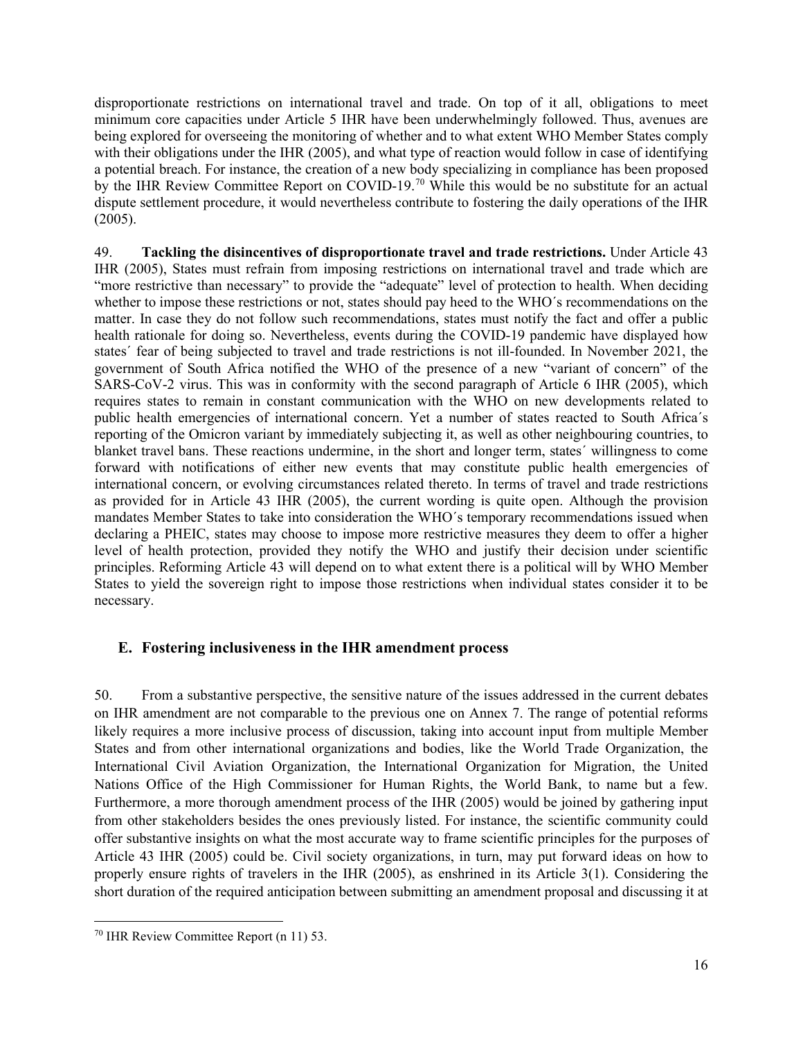disproportionate restrictions on international travel and trade. On top of it all, obligations to meet minimum core capacities under Article 5 IHR have been underwhelmingly followed. Thus, avenues are being explored for overseeing the monitoring of whether and to what extent WHO Member States comply with their obligations under the IHR (2005), and what type of reaction would follow in case of identifying a potential breach. For instance, the creation of a new body specializing in compliance has been proposed by the IHR Review Committee Report on COVID-19.[70] While this would be no substitute for an actual dispute settlement procedure, it would nevertheless contribute to fostering the daily operations of the IHR (2005).

49. **Tackling the disincentives of disproportionate travel and trade restrictions.** Under Article 43 IHR (2005), States must refrain from imposing restrictions on international travel and trade which are "more restrictive than necessary" to provide the "adequate" level of protection to health. When deciding whether to impose these restrictions or not, states should pay heed to the WHO´s recommendations on the matter. In case they do not follow such recommendations, states must notify the fact and offer a public health rationale for doing so. Nevertheless, events during the COVID-19 pandemic have displayed how states´ fear of being subjected to travel and trade restrictions is not ill-founded. In November 2021, the government of South Africa notified the WHO of the presence of a new "variant of concern" of the SARS-CoV-2 virus. This was in conformity with the second paragraph of Article 6 IHR (2005), which requires states to remain in constant communication with the WHO on new developments related to public health emergencies of international concern. Yet a number of states reacted to South Africa´s reporting of the Omicron variant by immediately subjecting it, as well as other neighbouring countries, to blanket travel bans. These reactions undermine, in the short and longer term, states´ willingness to come forward with notifications of either new events that may constitute public health emergencies of international concern, or evolving circumstances related thereto. In terms of travel and trade restrictions as provided for in Article 43 IHR (2005), the current wording is quite open. Although the provision mandates Member States to take into consideration the WHO´s temporary recommendations issued when declaring a PHEIC, states may choose to impose more restrictive measures they deem to offer a higher level of health protection, provided they notify the WHO and justify their decision under scientific principles. Reforming Article 43 will depend on to what extent there is a political will by WHO Member States to yield the sovereign right to impose those restrictions when individual states consider it to be necessary.

## E. Fostering inclusiveness in the IHR amendment process

50. From a substantive perspective, the sensitive nature of the issues addressed in the current debates on IHR amendment are not comparable to the previous one on Annex 7. The range of potential reforms likely requires a more inclusive process of discussion, taking into account input from multiple Member States and from other international organizations and bodies, like the World Trade Organization, the International Civil Aviation Organization, the International Organization for Migration, the United Nations Office of the High Commissioner for Human Rights, the World Bank, to name but a few. Furthermore, a more thorough amendment process of the IHR (2005) would be joined by gathering input from other stakeholders besides the ones previously listed. For instance, the scientific community could offer substantive insights on what the most accurate way to frame scientific principles for the purposes of Article 43 IHR (2005) could be. Civil society organizations, in turn, may put forward ideas on how to properly ensure rights of travelers in the IHR (2005), as enshrined in its Article 3(1). Considering the short duration of the required anticipation between submitting an amendment proposal and discussing it at

[70] IHR Review Committee Report (n 11) 53.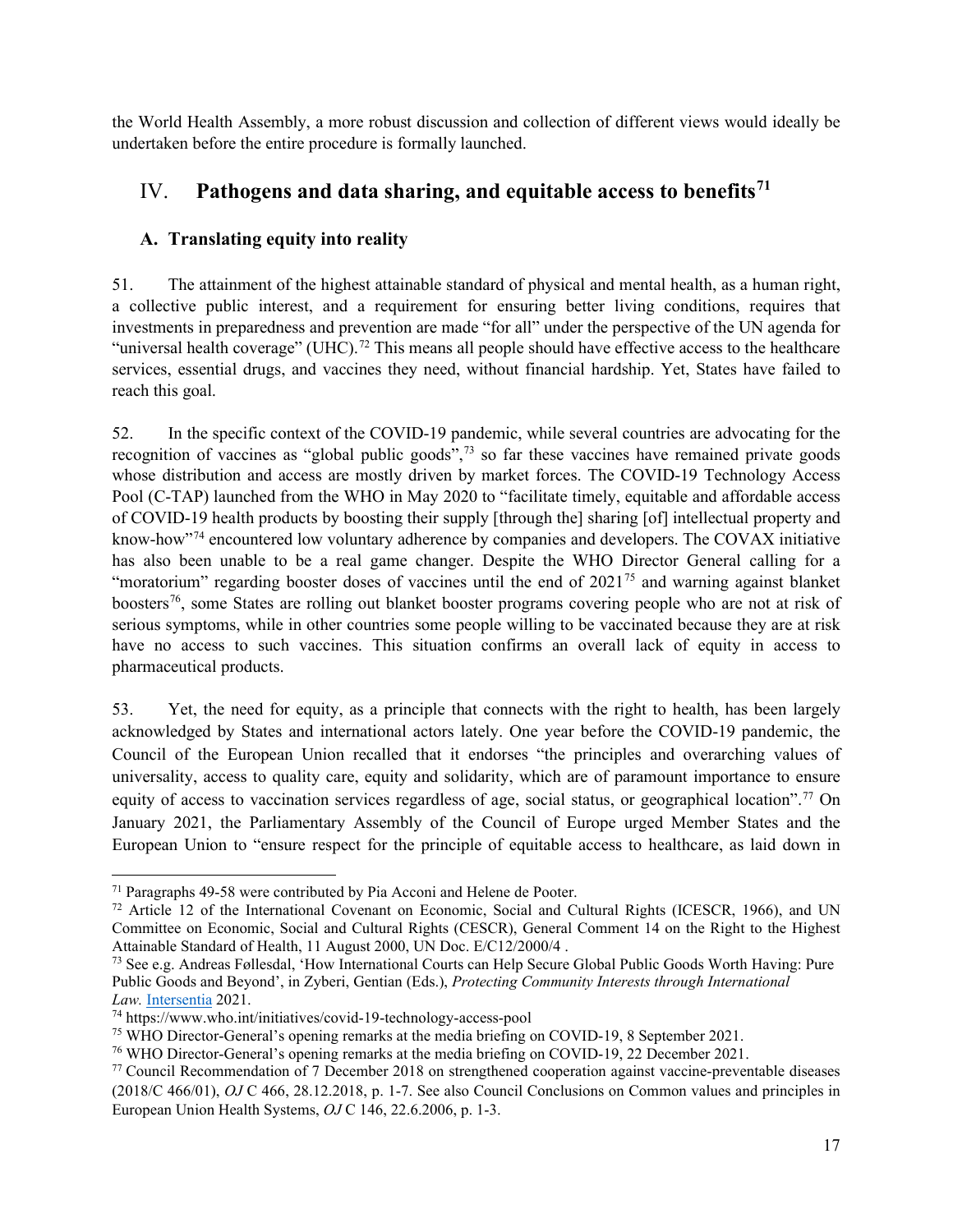the World Health Assembly, a more robust discussion and collection of different views would ideally be undertaken before the entire procedure is formally launched.

## IV. Pathogens and data sharing, and equitable access to benefits[71]

### A. Translating equity into reality

51. The attainment of the highest attainable standard of physical and mental health, as a human right, a collective public interest, and a requirement for ensuring better living conditions, requires that investments in preparedness and prevention are made "for all" under the perspective of the UN agenda for "universal health coverage" (UHC).[72] This means all people should have effective access to the healthcare services, essential drugs, and vaccines they need, without financial hardship. Yet, States have failed to reach this goal.

52. In the specific context of the COVID-19 pandemic, while several countries are advocating for the recognition of vaccines as "global public goods",[73] so far these vaccines have remained private goods whose distribution and access are mostly driven by market forces. The COVID-19 Technology Access Pool (C-TAP) launched from the WHO in May 2020 to "facilitate timely, equitable and affordable access of COVID-19 health products by boosting their supply [through the] sharing [of] intellectual property and know-how"[74] encountered low voluntary adherence by companies and developers. The COVAX initiative has also been unable to be a real game changer. Despite the WHO Director General calling for a "moratorium" regarding booster doses of vaccines until the end of 2021[75] and warning against blanket boosters[76], some States are rolling out blanket booster programs covering people who are not at risk of serious symptoms, while in other countries some people willing to be vaccinated because they are at risk have no access to such vaccines. This situation confirms an overall lack of equity in access to pharmaceutical products.

53. Yet, the need for equity, as a principle that connects with the right to health, has been largely acknowledged by States and international actors lately. One year before the COVID-19 pandemic, the Council of the European Union recalled that it endorses "the principles and overarching values of universality, access to quality care, equity and solidarity, which are of paramount importance to ensure equity of access to vaccination services regardless of age, social status, or geographical location".[77] On January 2021, the Parliamentary Assembly of the Council of Europe urged Member States and the European Union to "ensure respect for the principle of equitable access to healthcare, as laid down in

---

[71] Paragraphs 49-58 were contributed by Pia Acconi and Helene de Pooter.

[72] Article 12 of the International Covenant on Economic, Social and Cultural Rights (ICESCR, 1966), and UN Committee on Economic, Social and Cultural Rights (CESCR), General Comment 14 on the Right to the Highest Attainable Standard of Health, 11 August 2000, UN Doc. E/C12/2000/4 .

[73] See e.g. Andreas Føllesdal, 'How International Courts can Help Secure Global Public Goods Worth Having: Pure Public Goods and Beyond', in Zyberi, Gentian (Eds.), *Protecting Community Interests through International Law.* Intersentia 2021.

[74] https://www.who.int/initiatives/covid-19-technology-access-pool

[75] WHO Director-General's opening remarks at the media briefing on COVID-19, 8 September 2021.

[76] WHO Director-General's opening remarks at the media briefing on COVID-19, 22 December 2021.

[77] Council Recommendation of 7 December 2018 on strengthened cooperation against vaccine-preventable diseases (2018/C 466/01), *OJ* C 466, 28.12.2018, p. 1-7. See also Council Conclusions on Common values and principles in European Union Health Systems, *OJ* C 146, 22.6.2006, p. 1-3.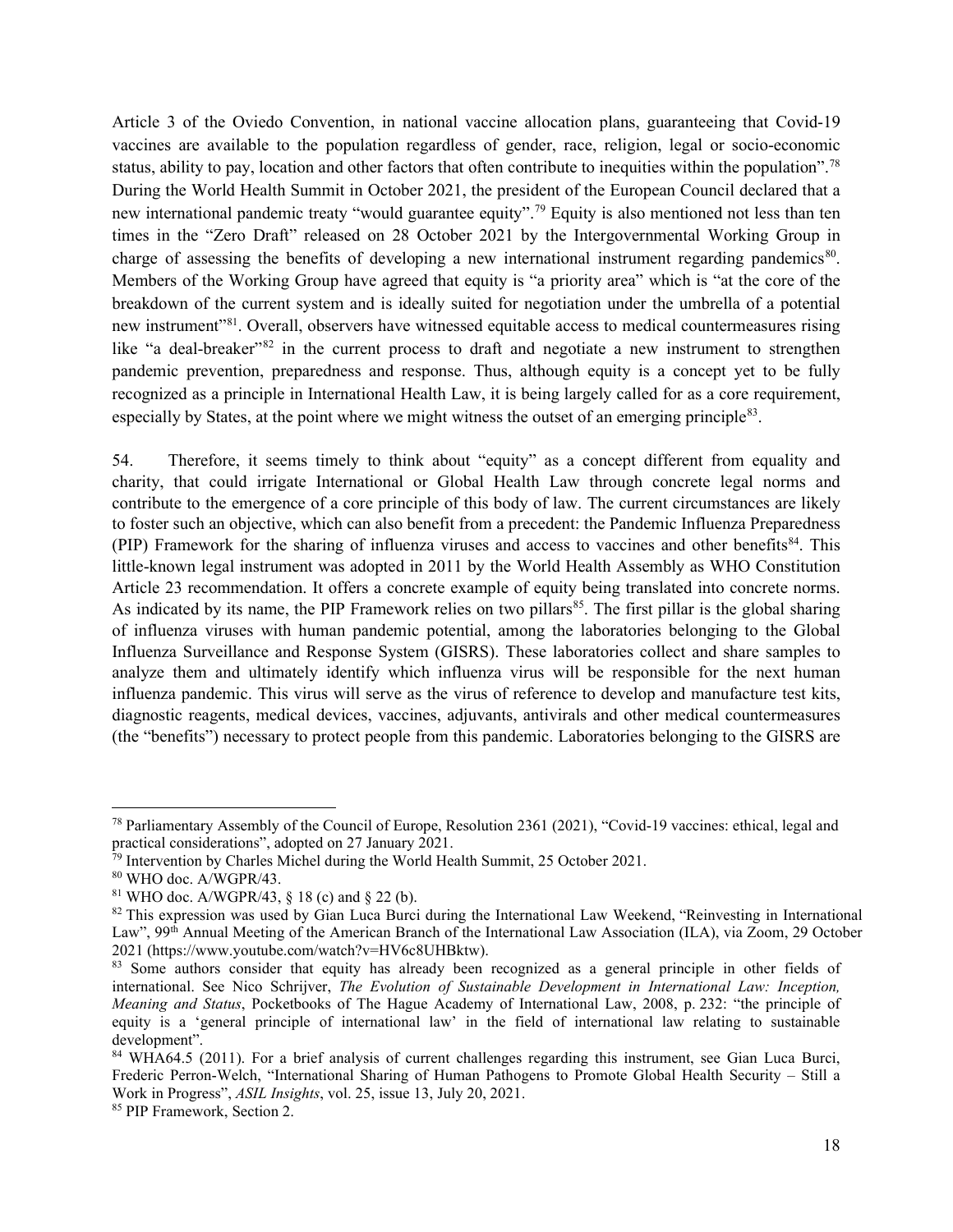Article 3 of the Oviedo Convention, in national vaccine allocation plans, guaranteeing that Covid-19 vaccines are available to the population regardless of gender, race, religion, legal or socio-economic status, ability to pay, location and other factors that often contribute to inequities within the population".[78] During the World Health Summit in October 2021, the president of the European Council declared that a new international pandemic treaty "would guarantee equity".[79] Equity is also mentioned not less than ten times in the "Zero Draft" released on 28 October 2021 by the Intergovernmental Working Group in charge of assessing the benefits of developing a new international instrument regarding pandemics[80]. Members of the Working Group have agreed that equity is "a priority area" which is "at the core of the breakdown of the current system and is ideally suited for negotiation under the umbrella of a potential new instrument"[81]. Overall, observers have witnessed equitable access to medical countermeasures rising like "a deal-breaker"[82] in the current process to draft and negotiate a new instrument to strengthen pandemic prevention, preparedness and response. Thus, although equity is a concept yet to be fully recognized as a principle in International Health Law, it is being largely called for as a core requirement, especially by States, at the point where we might witness the outset of an emerging principle[83].

54. Therefore, it seems timely to think about "equity" as a concept different from equality and charity, that could irrigate International or Global Health Law through concrete legal norms and contribute to the emergence of a core principle of this body of law. The current circumstances are likely to foster such an objective, which can also benefit from a precedent: the Pandemic Influenza Preparedness (PIP) Framework for the sharing of influenza viruses and access to vaccines and other benefits[84]. This little-known legal instrument was adopted in 2011 by the World Health Assembly as WHO Constitution Article 23 recommendation. It offers a concrete example of equity being translated into concrete norms. As indicated by its name, the PIP Framework relies on two pillars[85]. The first pillar is the global sharing of influenza viruses with human pandemic potential, among the laboratories belonging to the Global Influenza Surveillance and Response System (GISRS). These laboratories collect and share samples to analyze them and ultimately identify which influenza virus will be responsible for the next human influenza pandemic. This virus will serve as the virus of reference to develop and manufacture test kits, diagnostic reagents, medical devices, vaccines, adjuvants, antivirals and other medical countermeasures (the "benefits") necessary to protect people from this pandemic. Laboratories belonging to the GISRS are

---

[78] Parliamentary Assembly of the Council of Europe, Resolution 2361 (2021), "Covid-19 vaccines: ethical, legal and practical considerations", adopted on 27 January 2021.

[79] Intervention by Charles Michel during the World Health Summit, 25 October 2021.

[80] WHO doc. A/WGPR/43.

[81] WHO doc. A/WGPR/43, § 18 (c) and § 22 (b).

[82] This expression was used by Gian Luca Burci during the International Law Weekend, "Reinvesting in International Law", 99th Annual Meeting of the American Branch of the International Law Association (ILA), via Zoom, 29 October 2021 (https://www.youtube.com/watch?v=HV6c8UHBktw).

[83] Some authors consider that equity has already been recognized as a general principle in other fields of international. See Nico Schrijver, *The Evolution of Sustainable Development in International Law: Inception, Meaning and Status*, Pocketbooks of The Hague Academy of International Law, 2008, p. 232: "the principle of equity is a 'general principle of international law' in the field of international law relating to sustainable development".

[84] WHA64.5 (2011). For a brief analysis of current challenges regarding this instrument, see Gian Luca Burci, Frederic Perron-Welch, "International Sharing of Human Pathogens to Promote Global Health Security – Still a Work in Progress", *ASIL Insights*, vol. 25, issue 13, July 20, 2021.

[85] PIP Framework, Section 2.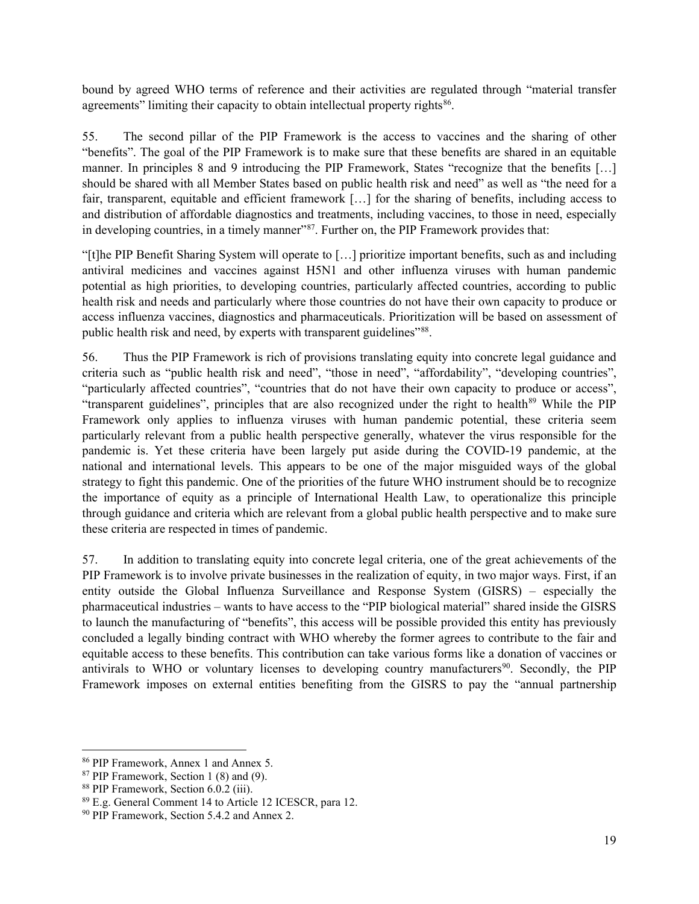bound by agreed WHO terms of reference and their activities are regulated through "material transfer agreements" limiting their capacity to obtain intellectual property rights[86].

55. The second pillar of the PIP Framework is the access to vaccines and the sharing of other "benefits". The goal of the PIP Framework is to make sure that these benefits are shared in an equitable manner. In principles 8 and 9 introducing the PIP Framework, States "recognize that the benefits […] should be shared with all Member States based on public health risk and need" as well as "the need for a fair, transparent, equitable and efficient framework […] for the sharing of benefits, including access to and distribution of affordable diagnostics and treatments, including vaccines, to those in need, especially in developing countries, in a timely manner"[87]. Further on, the PIP Framework provides that:

"[t]he PIP Benefit Sharing System will operate to […] prioritize important benefits, such as and including antiviral medicines and vaccines against H5N1 and other influenza viruses with human pandemic potential as high priorities, to developing countries, particularly affected countries, according to public health risk and needs and particularly where those countries do not have their own capacity to produce or access influenza vaccines, diagnostics and pharmaceuticals. Prioritization will be based on assessment of public health risk and need, by experts with transparent guidelines"[88].

56. Thus the PIP Framework is rich of provisions translating equity into concrete legal guidance and criteria such as "public health risk and need", "those in need", "affordability", "developing countries", "particularly affected countries", "countries that do not have their own capacity to produce or access", "transparent guidelines", principles that are also recognized under the right to health[89] While the PIP Framework only applies to influenza viruses with human pandemic potential, these criteria seem particularly relevant from a public health perspective generally, whatever the virus responsible for the pandemic is. Yet these criteria have been largely put aside during the COVID-19 pandemic, at the national and international levels. This appears to be one of the major misguided ways of the global strategy to fight this pandemic. One of the priorities of the future WHO instrument should be to recognize the importance of equity as a principle of International Health Law, to operationalize this principle through guidance and criteria which are relevant from a global public health perspective and to make sure these criteria are respected in times of pandemic.

57. In addition to translating equity into concrete legal criteria, one of the great achievements of the PIP Framework is to involve private businesses in the realization of equity, in two major ways. First, if an entity outside the Global Influenza Surveillance and Response System (GISRS) – especially the pharmaceutical industries – wants to have access to the "PIP biological material" shared inside the GISRS to launch the manufacturing of "benefits", this access will be possible provided this entity has previously concluded a legally binding contract with WHO whereby the former agrees to contribute to the fair and equitable access to these benefits. This contribution can take various forms like a donation of vaccines or antivirals to WHO or voluntary licenses to developing country manufacturers[90]. Secondly, the PIP Framework imposes on external entities benefiting from the GISRS to pay the "annual partnership

---

[86] PIP Framework, Annex 1 and Annex 5.

[87] PIP Framework, Section 1 (8) and (9).

[88] PIP Framework, Section 6.0.2 (iii).

[89] E.g. General Comment 14 to Article 12 ICESCR, para 12.

[90] PIP Framework, Section 5.4.2 and Annex 2.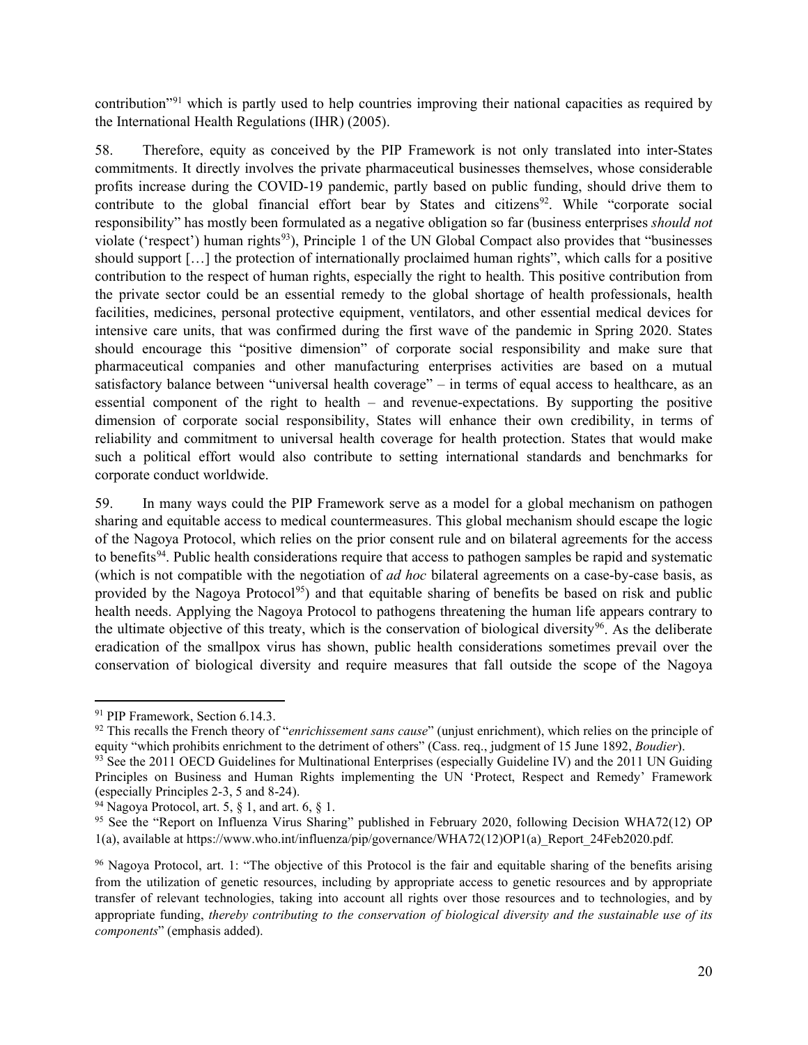contribution"[91] which is partly used to help countries improving their national capacities as required by the International Health Regulations (IHR) (2005).

58. Therefore, equity as conceived by the PIP Framework is not only translated into inter-States commitments. It directly involves the private pharmaceutical businesses themselves, whose considerable profits increase during the COVID-19 pandemic, partly based on public funding, should drive them to contribute to the global financial effort bear by States and citizens[92]. While "corporate social responsibility" has mostly been formulated as a negative obligation so far (business enterprises *should not* violate ('respect') human rights[93]), Principle 1 of the UN Global Compact also provides that "businesses should support […] the protection of internationally proclaimed human rights", which calls for a positive contribution to the respect of human rights, especially the right to health. This positive contribution from the private sector could be an essential remedy to the global shortage of health professionals, health facilities, medicines, personal protective equipment, ventilators, and other essential medical devices for intensive care units, that was confirmed during the first wave of the pandemic in Spring 2020. States should encourage this "positive dimension" of corporate social responsibility and make sure that pharmaceutical companies and other manufacturing enterprises activities are based on a mutual satisfactory balance between "universal health coverage" – in terms of equal access to healthcare, as an essential component of the right to health – and revenue-expectations. By supporting the positive dimension of corporate social responsibility, States will enhance their own credibility, in terms of reliability and commitment to universal health coverage for health protection. States that would make such a political effort would also contribute to setting international standards and benchmarks for corporate conduct worldwide.

59. In many ways could the PIP Framework serve as a model for a global mechanism on pathogen sharing and equitable access to medical countermeasures. This global mechanism should escape the logic of the Nagoya Protocol, which relies on the prior consent rule and on bilateral agreements for the access to benefits[94]. Public health considerations require that access to pathogen samples be rapid and systematic (which is not compatible with the negotiation of *ad hoc* bilateral agreements on a case-by-case basis, as provided by the Nagoya Protocol[95]) and that equitable sharing of benefits be based on risk and public health needs. Applying the Nagoya Protocol to pathogens threatening the human life appears contrary to the ultimate objective of this treaty, which is the conservation of biological diversity[96]. As the deliberate eradication of the smallpox virus has shown, public health considerations sometimes prevail over the conservation of biological diversity and require measures that fall outside the scope of the Nagoya

---

[91] PIP Framework, Section 6.14.3.

[92] This recalls the French theory of "*enrichissement sans cause*" (unjust enrichment), which relies on the principle of equity "which prohibits enrichment to the detriment of others" (Cass. req., judgment of 15 June 1892, *Boudier*).

[93] See the 2011 OECD Guidelines for Multinational Enterprises (especially Guideline IV) and the 2011 UN Guiding Principles on Business and Human Rights implementing the UN 'Protect, Respect and Remedy' Framework (especially Principles 2-3, 5 and 8-24).

[94] Nagoya Protocol, art. 5, § 1, and art. 6, § 1.

[95] See the "Report on Influenza Virus Sharing" published in February 2020, following Decision WHA72(12) OP 1(a), available at https://www.who.int/influenza/pip/governance/WHA72(12)OP1(a)_Report_24Feb2020.pdf.

[96] Nagoya Protocol, art. 1: "The objective of this Protocol is the fair and equitable sharing of the benefits arising from the utilization of genetic resources, including by appropriate access to genetic resources and by appropriate transfer of relevant technologies, taking into account all rights over those resources and to technologies, and by appropriate funding, *thereby contributing to the conservation of biological diversity and the sustainable use of its components*" (emphasis added).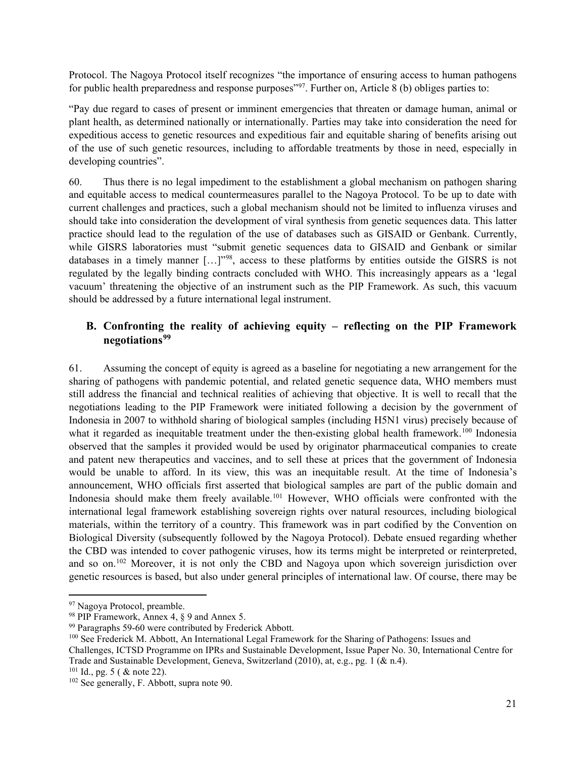Protocol. The Nagoya Protocol itself recognizes "the importance of ensuring access to human pathogens for public health preparedness and response purposes"[97]. Further on, Article 8 (b) obliges parties to:

"Pay due regard to cases of present or imminent emergencies that threaten or damage human, animal or plant health, as determined nationally or internationally. Parties may take into consideration the need for expeditious access to genetic resources and expeditious fair and equitable sharing of benefits arising out of the use of such genetic resources, including to affordable treatments by those in need, especially in developing countries".

60. Thus there is no legal impediment to the establishment a global mechanism on pathogen sharing and equitable access to medical countermeasures parallel to the Nagoya Protocol. To be up to date with current challenges and practices, such a global mechanism should not be limited to influenza viruses and should take into consideration the development of viral synthesis from genetic sequences data. This latter practice should lead to the regulation of the use of databases such as GISAID or Genbank. Currently, while GISRS laboratories must "submit genetic sequences data to GISAID and Genbank or similar databases in a timely manner […]"[98], access to these platforms by entities outside the GISRS is not regulated by the legally binding contracts concluded with WHO. This increasingly appears as a 'legal vacuum' threatening the objective of an instrument such as the PIP Framework. As such, this vacuum should be addressed by a future international legal instrument.

## B. Confronting the reality of achieving equity – reflecting on the PIP Framework negotiations[99]

61. Assuming the concept of equity is agreed as a baseline for negotiating a new arrangement for the sharing of pathogens with pandemic potential, and related genetic sequence data, WHO members must still address the financial and technical realities of achieving that objective. It is well to recall that the negotiations leading to the PIP Framework were initiated following a decision by the government of Indonesia in 2007 to withhold sharing of biological samples (including H5N1 virus) precisely because of what it regarded as inequitable treatment under the then-existing global health framework.[100] Indonesia observed that the samples it provided would be used by originator pharmaceutical companies to create and patent new therapeutics and vaccines, and to sell these at prices that the government of Indonesia would be unable to afford. In its view, this was an inequitable result. At the time of Indonesia's announcement, WHO officials first asserted that biological samples are part of the public domain and Indonesia should make them freely available.[101] However, WHO officials were confronted with the international legal framework establishing sovereign rights over natural resources, including biological materials, within the territory of a country. This framework was in part codified by the Convention on Biological Diversity (subsequently followed by the Nagoya Protocol). Debate ensued regarding whether the CBD was intended to cover pathogenic viruses, how its terms might be interpreted or reinterpreted, and so on.[102] Moreover, it is not only the CBD and Nagoya upon which sovereign jurisdiction over genetic resources is based, but also under general principles of international law. Of course, there may be

---

[97] Nagoya Protocol, preamble.

[98] PIP Framework, Annex 4, § 9 and Annex 5.

[99] Paragraphs 59-60 were contributed by Frederick Abbott.

[100] See Frederick M. Abbott, An International Legal Framework for the Sharing of Pathogens: Issues and Challenges, ICTSD Programme on IPRs and Sustainable Development, Issue Paper No. 30, International Centre for Trade and Sustainable Development, Geneva, Switzerland (2010), at, e.g., pg. 1 (& n.4).

[101] Id., pg. 5 ( & note 22).

[102] See generally, F. Abbott, supra note 90.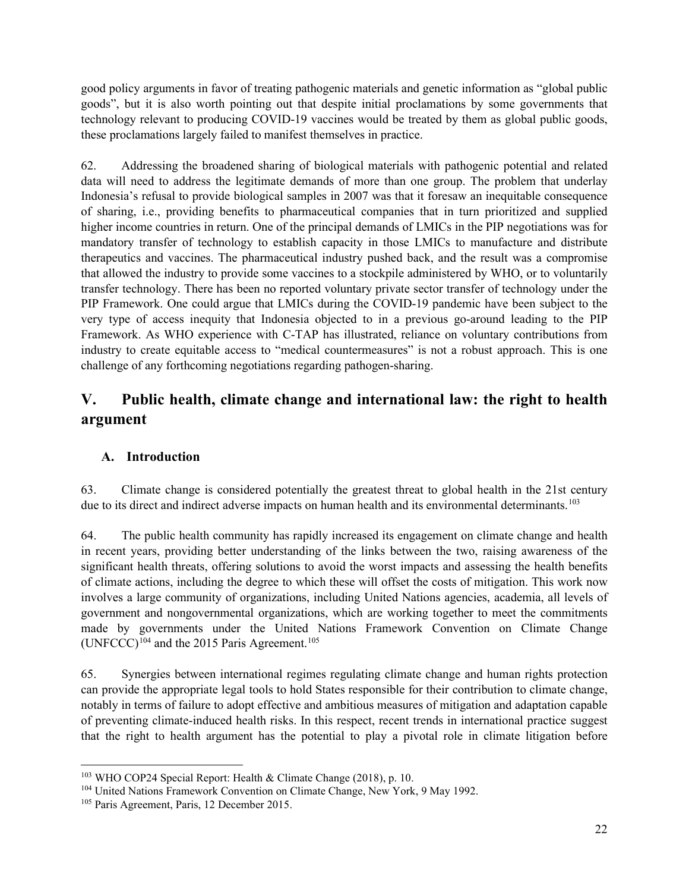good policy arguments in favor of treating pathogenic materials and genetic information as "global public goods", but it is also worth pointing out that despite initial proclamations by some governments that technology relevant to producing COVID-19 vaccines would be treated by them as global public goods, these proclamations largely failed to manifest themselves in practice.

62. Addressing the broadened sharing of biological materials with pathogenic potential and related data will need to address the legitimate demands of more than one group. The problem that underlay Indonesia's refusal to provide biological samples in 2007 was that it foresaw an inequitable consequence of sharing, i.e., providing benefits to pharmaceutical companies that in turn prioritized and supplied higher income countries in return. One of the principal demands of LMICs in the PIP negotiations was for mandatory transfer of technology to establish capacity in those LMICs to manufacture and distribute therapeutics and vaccines. The pharmaceutical industry pushed back, and the result was a compromise that allowed the industry to provide some vaccines to a stockpile administered by WHO, or to voluntarily transfer technology. There has been no reported voluntary private sector transfer of technology under the PIP Framework. One could argue that LMICs during the COVID-19 pandemic have been subject to the very type of access inequity that Indonesia objected to in a previous go-around leading to the PIP Framework. As WHO experience with C-TAP has illustrated, reliance on voluntary contributions from industry to create equitable access to "medical countermeasures" is not a robust approach. This is one challenge of any forthcoming negotiations regarding pathogen-sharing.

## V. Public health, climate change and international law: the right to health argument

### A. Introduction

63. Climate change is considered potentially the greatest threat to global health in the 21st century due to its direct and indirect adverse impacts on human health and its environmental determinants.[103]

64. The public health community has rapidly increased its engagement on climate change and health in recent years, providing better understanding of the links between the two, raising awareness of the significant health threats, offering solutions to avoid the worst impacts and assessing the health benefits of climate actions, including the degree to which these will offset the costs of mitigation. This work now involves a large community of organizations, including United Nations agencies, academia, all levels of government and nongovernmental organizations, which are working together to meet the commitments made by governments under the United Nations Framework Convention on Climate Change (UNFCCC)[104] and the 2015 Paris Agreement.[105]

65. Synergies between international regimes regulating climate change and human rights protection can provide the appropriate legal tools to hold States responsible for their contribution to climate change, notably in terms of failure to adopt effective and ambitious measures of mitigation and adaptation capable of preventing climate-induced health risks. In this respect, recent trends in international practice suggest that the right to health argument has the potential to play a pivotal role in climate litigation before

---

[103] WHO COP24 Special Report: Health & Climate Change (2018), p. 10.

[104] United Nations Framework Convention on Climate Change, New York, 9 May 1992.

[105] Paris Agreement, Paris, 12 December 2015.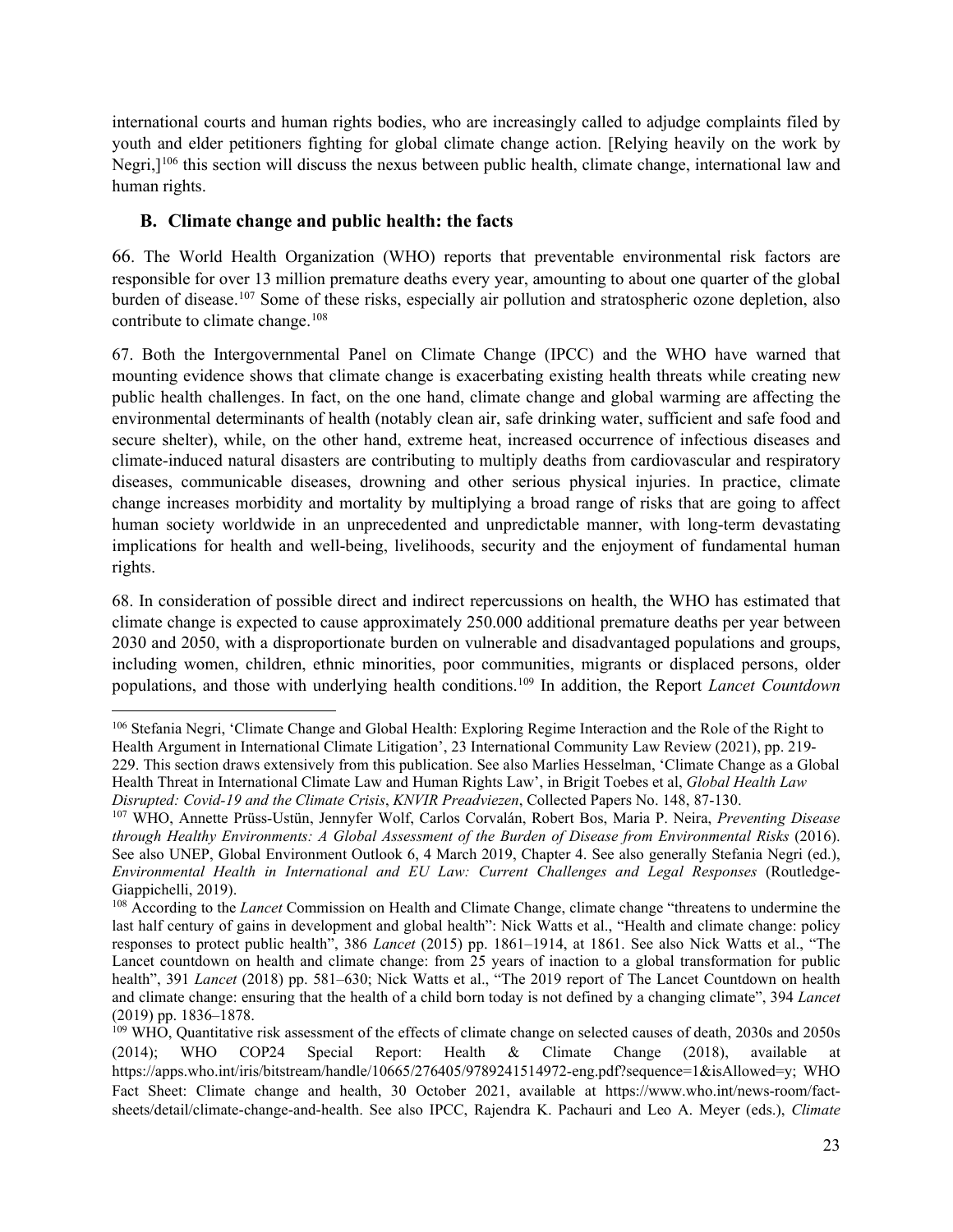international courts and human rights bodies, who are increasingly called to adjudge complaints filed by youth and elder petitioners fighting for global climate change action. [Relying heavily on the work by Negri,][106] this section will discuss the nexus between public health, climate change, international law and human rights.

### B. Climate change and public health: the facts

66. The World Health Organization (WHO) reports that preventable environmental risk factors are responsible for over 13 million premature deaths every year, amounting to about one quarter of the global burden of disease.[107] Some of these risks, especially air pollution and stratospheric ozone depletion, also contribute to climate change.[108]

67. Both the Intergovernmental Panel on Climate Change (IPCC) and the WHO have warned that mounting evidence shows that climate change is exacerbating existing health threats while creating new public health challenges. In fact, on the one hand, climate change and global warming are affecting the environmental determinants of health (notably clean air, safe drinking water, sufficient and safe food and secure shelter), while, on the other hand, extreme heat, increased occurrence of infectious diseases and climate-induced natural disasters are contributing to multiply deaths from cardiovascular and respiratory diseases, communicable diseases, drowning and other serious physical injuries. In practice, climate change increases morbidity and mortality by multiplying a broad range of risks that are going to affect human society worldwide in an unprecedented and unpredictable manner, with long-term devastating implications for health and well-being, livelihoods, security and the enjoyment of fundamental human rights.

68. In consideration of possible direct and indirect repercussions on health, the WHO has estimated that climate change is expected to cause approximately 250.000 additional premature deaths per year between 2030 and 2050, with a disproportionate burden on vulnerable and disadvantaged populations and groups, including women, children, ethnic minorities, poor communities, migrants or displaced persons, older populations, and those with underlying health conditions.[109] In addition, the Report *Lancet Countdown*

---

[106] Stefania Negri, 'Climate Change and Global Health: Exploring Regime Interaction and the Role of the Right to Health Argument in International Climate Litigation', 23 International Community Law Review (2021), pp. 219-229. This section draws extensively from this publication. See also Marlies Hesselman, 'Climate Change as a Global Health Threat in International Climate Law and Human Rights Law', in Brigit Toebes et al, *Global Health Law Disrupted: Covid-19 and the Climate Crisis*, *KNVIR Preadviezen*, Collected Papers No. 148, 87-130.

[107] WHO, Annette Prüss-Ustün, Jennyfer Wolf, Carlos Corvalán, Robert Bos, Maria P. Neira, *Preventing Disease through Healthy Environments: A Global Assessment of the Burden of Disease from Environmental Risks* (2016). See also UNEP, Global Environment Outlook 6, 4 March 2019, Chapter 4. See also generally Stefania Negri (ed.), *Environmental Health in International and EU Law: Current Challenges and Legal Responses* (Routledge-Giappichelli, 2019).

[108] According to the *Lancet* Commission on Health and Climate Change, climate change "threatens to undermine the last half century of gains in development and global health": Nick Watts et al., "Health and climate change: policy responses to protect public health", 386 *Lancet* (2015) pp. 1861–1914, at 1861. See also Nick Watts et al., "The Lancet countdown on health and climate change: from 25 years of inaction to a global transformation for public health", 391 *Lancet* (2018) pp. 581–630; Nick Watts et al., "The 2019 report of The Lancet Countdown on health and climate change: ensuring that the health of a child born today is not defined by a changing climate", 394 *Lancet* (2019) pp. 1836–1878.

[109] WHO, Quantitative risk assessment of the effects of climate change on selected causes of death, 2030s and 2050s (2014); WHO COP24 Special Report: Health & Climate Change (2018), available at https://apps.who.int/iris/bitstream/handle/10665/276405/9789241514972-eng.pdf?sequence=1&isAllowed=y; WHO Fact Sheet: Climate change and health, 30 October 2021, available at https://www.who.int/news-room/fact-sheets/detail/climate-change-and-health. See also IPCC, Rajendra K. Pachauri and Leo A. Meyer (eds.), *Climate*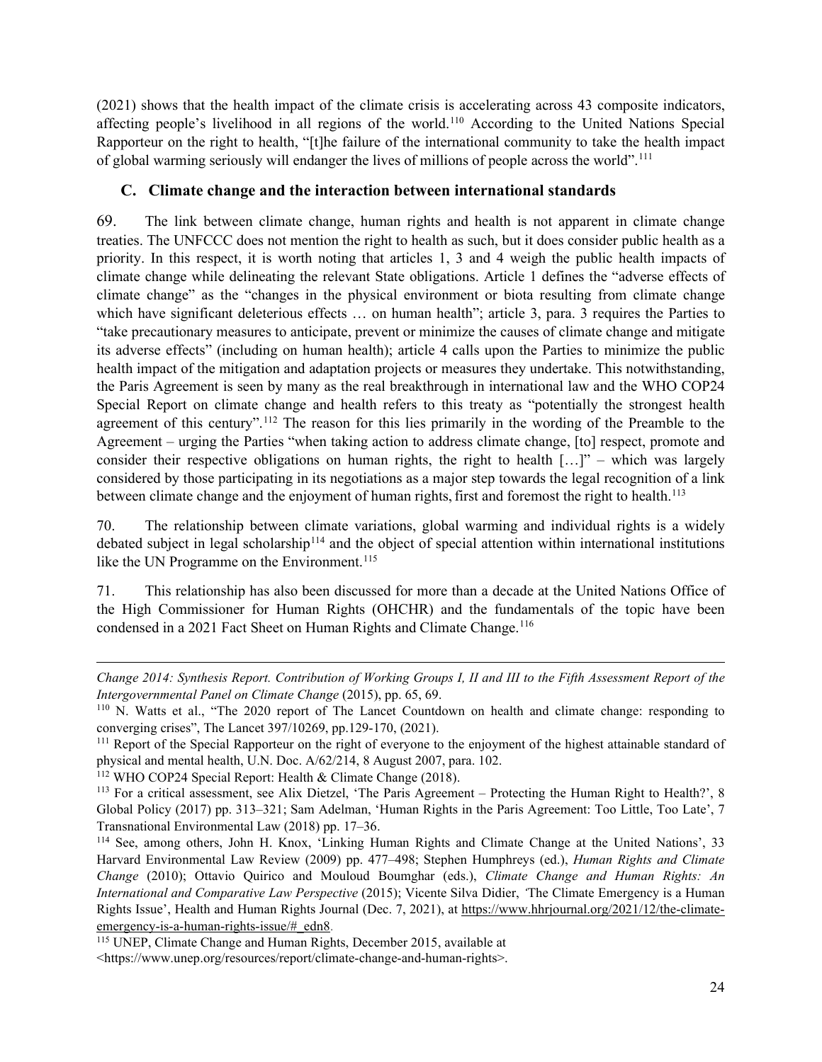(2021) shows that the health impact of the climate crisis is accelerating across 43 composite indicators, affecting people's livelihood in all regions of the world.[110] According to the United Nations Special Rapporteur on the right to health, "[t]he failure of the international community to take the health impact of global warming seriously will endanger the lives of millions of people across the world".[111]

### C. Climate change and the interaction between international standards

69. The link between climate change, human rights and health is not apparent in climate change treaties. The UNFCCC does not mention the right to health as such, but it does consider public health as a priority. In this respect, it is worth noting that articles 1, 3 and 4 weigh the public health impacts of climate change while delineating the relevant State obligations. Article 1 defines the "adverse effects of climate change" as the "changes in the physical environment or biota resulting from climate change which have significant deleterious effects … on human health"; article 3, para. 3 requires the Parties to "take precautionary measures to anticipate, prevent or minimize the causes of climate change and mitigate its adverse effects" (including on human health); article 4 calls upon the Parties to minimize the public health impact of the mitigation and adaptation projects or measures they undertake. This notwithstanding, the Paris Agreement is seen by many as the real breakthrough in international law and the WHO COP24 Special Report on climate change and health refers to this treaty as "potentially the strongest health agreement of this century".[112] The reason for this lies primarily in the wording of the Preamble to the Agreement – urging the Parties "when taking action to address climate change, [to] respect, promote and consider their respective obligations on human rights, the right to health […]" – which was largely considered by those participating in its negotiations as a major step towards the legal recognition of a link between climate change and the enjoyment of human rights, first and foremost the right to health.[113]

70. The relationship between climate variations, global warming and individual rights is a widely debated subject in legal scholarship[114] and the object of special attention within international institutions like the UN Programme on the Environment.[115]

71. This relationship has also been discussed for more than a decade at the United Nations Office of the High Commissioner for Human Rights (OHCHR) and the fundamentals of the topic have been condensed in a 2021 Fact Sheet on Human Rights and Climate Change.[116]

---

*Change 2014: Synthesis Report. Contribution of Working Groups I, II and III to the Fifth Assessment Report of the Intergovernmental Panel on Climate Change* (2015), pp. 65, 69.

[110] N. Watts et al., "The 2020 report of The Lancet Countdown on health and climate change: responding to converging crises", The Lancet 397/10269, pp.129-170, (2021).

[111] Report of the Special Rapporteur on the right of everyone to the enjoyment of the highest attainable standard of physical and mental health, U.N. Doc. A/62/214, 8 August 2007, para. 102.

[112] WHO COP24 Special Report: Health & Climate Change (2018).

[113] For a critical assessment, see Alix Dietzel, 'The Paris Agreement – Protecting the Human Right to Health?', 8 Global Policy (2017) pp. 313–321; Sam Adelman, 'Human Rights in the Paris Agreement: Too Little, Too Late', 7 Transnational Environmental Law (2018) pp. 17–36.

[114] See, among others, John H. Knox, 'Linking Human Rights and Climate Change at the United Nations', 33 Harvard Environmental Law Review (2009) pp. 477–498; Stephen Humphreys (ed.), *Human Rights and Climate Change* (2010); Ottavio Quirico and Mouloud Boumghar (eds.), *Climate Change and Human Rights: An International and Comparative Law Perspective* (2015); Vicente Silva Didier, 'The Climate Emergency is a Human Rights Issue', Health and Human Rights Journal (Dec. 7, 2021), at https://www.hhrjournal.org/2021/12/the-climate-emergency-is-a-human-rights-issue/#_edn8.

[115] UNEP, Climate Change and Human Rights, December 2015, available at <https://www.unep.org/resources/report/climate-change-and-human-rights>.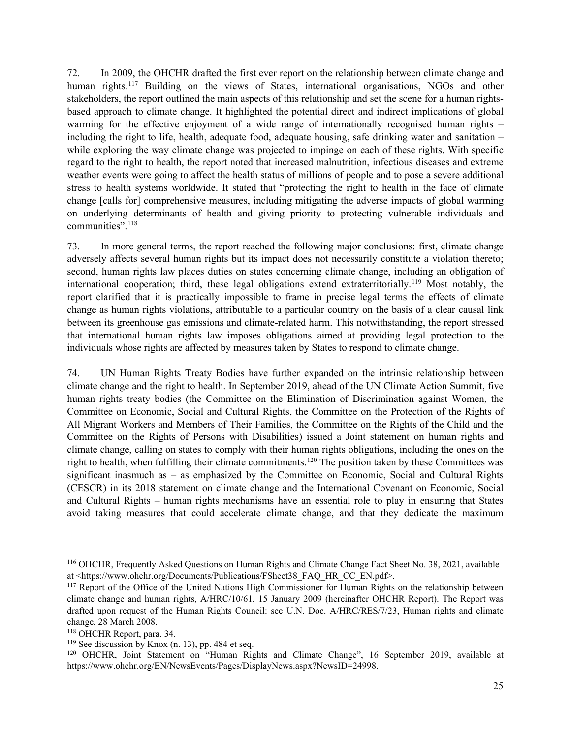72. In 2009, the OHCHR drafted the first ever report on the relationship between climate change and human rights.[117] Building on the views of States, international organisations, NGOs and other stakeholders, the report outlined the main aspects of this relationship and set the scene for a human rights-based approach to climate change. It highlighted the potential direct and indirect implications of global warming for the effective enjoyment of a wide range of internationally recognised human rights – including the right to life, health, adequate food, adequate housing, safe drinking water and sanitation – while exploring the way climate change was projected to impinge on each of these rights. With specific regard to the right to health, the report noted that increased malnutrition, infectious diseases and extreme weather events were going to affect the health status of millions of people and to pose a severe additional stress to health systems worldwide. It stated that "protecting the right to health in the face of climate change [calls for] comprehensive measures, including mitigating the adverse impacts of global warming on underlying determinants of health and giving priority to protecting vulnerable individuals and communities".[118]

73. In more general terms, the report reached the following major conclusions: first, climate change adversely affects several human rights but its impact does not necessarily constitute a violation thereto; second, human rights law places duties on states concerning climate change, including an obligation of international cooperation; third, these legal obligations extend extraterritorially.[119] Most notably, the report clarified that it is practically impossible to frame in precise legal terms the effects of climate change as human rights violations, attributable to a particular country on the basis of a clear causal link between its greenhouse gas emissions and climate-related harm. This notwithstanding, the report stressed that international human rights law imposes obligations aimed at providing legal protection to the individuals whose rights are affected by measures taken by States to respond to climate change.

74. UN Human Rights Treaty Bodies have further expanded on the intrinsic relationship between climate change and the right to health. In September 2019, ahead of the UN Climate Action Summit, five human rights treaty bodies (the Committee on the Elimination of Discrimination against Women, the Committee on Economic, Social and Cultural Rights, the Committee on the Protection of the Rights of All Migrant Workers and Members of Their Families, the Committee on the Rights of the Child and the Committee on the Rights of Persons with Disabilities) issued a Joint statement on human rights and climate change, calling on states to comply with their human rights obligations, including the ones on the right to health, when fulfilling their climate commitments.[120] The position taken by these Committees was significant inasmuch as – as emphasized by the Committee on Economic, Social and Cultural Rights (CESCR) in its 2018 statement on climate change and the International Covenant on Economic, Social and Cultural Rights – human rights mechanisms have an essential role to play in ensuring that States avoid taking measures that could accelerate climate change, and that they dedicate the maximum

---

[116] OHCHR, Frequently Asked Questions on Human Rights and Climate Change Fact Sheet No. 38, 2021, available at <https://www.ohchr.org/Documents/Publications/FSheet38_FAQ_HR_CC_EN.pdf>.

[117] Report of the Office of the United Nations High Commissioner for Human Rights on the relationship between climate change and human rights, A/HRC/10/61, 15 January 2009 (hereinafter OHCHR Report). The Report was drafted upon request of the Human Rights Council: see U.N. Doc. A/HRC/RES/7/23, Human rights and climate change, 28 March 2008.

[118] OHCHR Report, para. 34.

[119] See discussion by Knox (n. 13), pp. 484 et seq.

[120] OHCHR, Joint Statement on "Human Rights and Climate Change", 16 September 2019, available at https://www.ohchr.org/EN/NewsEvents/Pages/DisplayNews.aspx?NewsID=24998.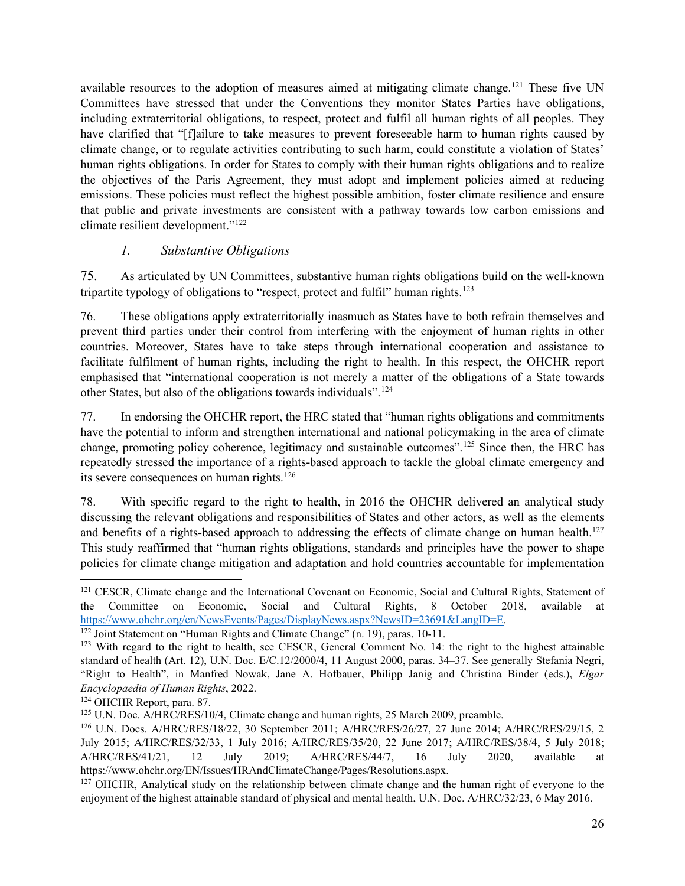available resources to the adoption of measures aimed at mitigating climate change.[121] These five UN Committees have stressed that under the Conventions they monitor States Parties have obligations, including extraterritorial obligations, to respect, protect and fulfil all human rights of all peoples. They have clarified that "[f]ailure to take measures to prevent foreseeable harm to human rights caused by climate change, or to regulate activities contributing to such harm, could constitute a violation of States' human rights obligations. In order for States to comply with their human rights obligations and to realize the objectives of the Paris Agreement, they must adopt and implement policies aimed at reducing emissions. These policies must reflect the highest possible ambition, foster climate resilience and ensure that public and private investments are consistent with a pathway towards low carbon emissions and climate resilient development."[122]

### *1. Substantive Obligations*

75. As articulated by UN Committees, substantive human rights obligations build on the well-known tripartite typology of obligations to "respect, protect and fulfil" human rights.[123]

76. These obligations apply extraterritorially inasmuch as States have to both refrain themselves and prevent third parties under their control from interfering with the enjoyment of human rights in other countries. Moreover, States have to take steps through international cooperation and assistance to facilitate fulfilment of human rights, including the right to health. In this respect, the OHCHR report emphasised that "international cooperation is not merely a matter of the obligations of a State towards other States, but also of the obligations towards individuals".[124]

77. In endorsing the OHCHR report, the HRC stated that "human rights obligations and commitments have the potential to inform and strengthen international and national policymaking in the area of climate change, promoting policy coherence, legitimacy and sustainable outcomes".[125] Since then, the HRC has repeatedly stressed the importance of a rights-based approach to tackle the global climate emergency and its severe consequences on human rights.[126]

78. With specific regard to the right to health, in 2016 the OHCHR delivered an analytical study discussing the relevant obligations and responsibilities of States and other actors, as well as the elements and benefits of a rights-based approach to addressing the effects of climate change on human health.[127] This study reaffirmed that "human rights obligations, standards and principles have the power to shape policies for climate change mitigation and adaptation and hold countries accountable for implementation

---

[121] CESCR, Climate change and the International Covenant on Economic, Social and Cultural Rights, Statement of the Committee on Economic, Social and Cultural Rights, 8 October 2018, available at https://www.ohchr.org/en/NewsEvents/Pages/DisplayNews.aspx?NewsID=23691&LangID=E.

[122] Joint Statement on "Human Rights and Climate Change" (n. 19), paras. 10-11.

[123] With regard to the right to health, see CESCR, General Comment No. 14: the right to the highest attainable standard of health (Art. 12), U.N. Doc. E/C.12/2000/4, 11 August 2000, paras. 34–37. See generally Stefania Negri, "Right to Health", in Manfred Nowak, Jane A. Hofbauer, Philipp Janig and Christina Binder (eds.), *Elgar Encyclopaedia of Human Rights*, 2022.

[124] OHCHR Report, para. 87.

[125] U.N. Doc. A/HRC/RES/10/4, Climate change and human rights, 25 March 2009, preamble.

[126] U.N. Docs. A/HRC/RES/18/22, 30 September 2011; A/HRC/RES/26/27, 27 June 2014; A/HRC/RES/29/15, 2 July 2015; A/HRC/RES/32/33, 1 July 2016; A/HRC/RES/35/20, 22 June 2017; A/HRC/RES/38/4, 5 July 2018; A/HRC/RES/41/21, 12 July 2019; A/HRC/RES/44/7, 16 July 2020, available at https://www.ohchr.org/EN/Issues/HRAndClimateChange/Pages/Resolutions.aspx.

[127] OHCHR, Analytical study on the relationship between climate change and the human right of everyone to the enjoyment of the highest attainable standard of physical and mental health, U.N. Doc. A/HRC/32/23, 6 May 2016.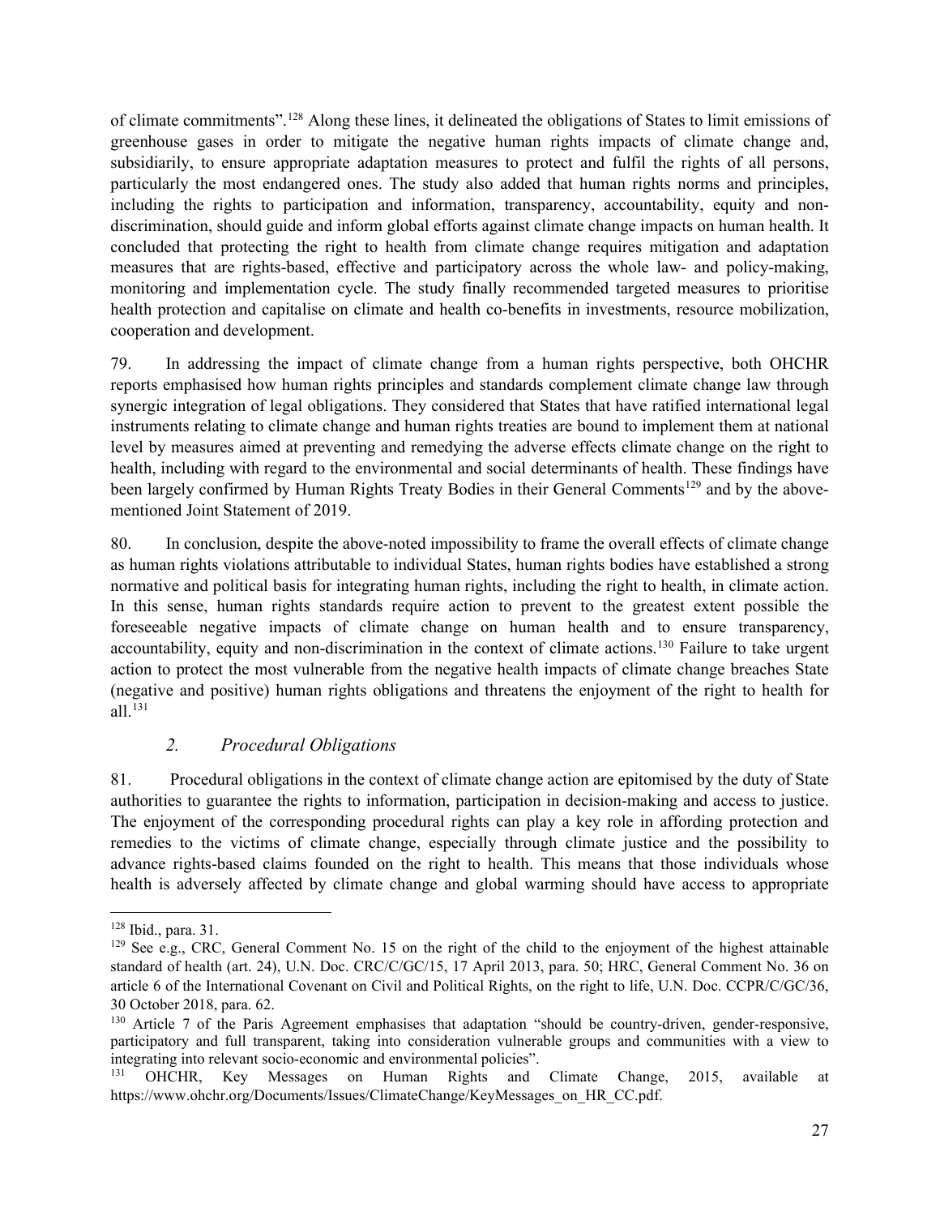of climate commitments".[128] Along these lines, it delineated the obligations of States to limit emissions of greenhouse gases in order to mitigate the negative human rights impacts of climate change and, subsidiarily, to ensure appropriate adaptation measures to protect and fulfil the rights of all persons, particularly the most endangered ones. The study also added that human rights norms and principles, including the rights to participation and information, transparency, accountability, equity and non-discrimination, should guide and inform global efforts against climate change impacts on human health. It concluded that protecting the right to health from climate change requires mitigation and adaptation measures that are rights-based, effective and participatory across the whole law- and policy-making, monitoring and implementation cycle. The study finally recommended targeted measures to prioritise health protection and capitalise on climate and health co-benefits in investments, resource mobilization, cooperation and development.

79. In addressing the impact of climate change from a human rights perspective, both OHCHR reports emphasised how human rights principles and standards complement climate change law through synergic integration of legal obligations. They considered that States that have ratified international legal instruments relating to climate change and human rights treaties are bound to implement them at national level by measures aimed at preventing and remedying the adverse effects climate change on the right to health, including with regard to the environmental and social determinants of health. These findings have been largely confirmed by Human Rights Treaty Bodies in their General Comments[129] and by the above-mentioned Joint Statement of 2019.

80. In conclusion, despite the above-noted impossibility to frame the overall effects of climate change as human rights violations attributable to individual States, human rights bodies have established a strong normative and political basis for integrating human rights, including the right to health, in climate action. In this sense, human rights standards require action to prevent to the greatest extent possible the foreseeable negative impacts of climate change on human health and to ensure transparency, accountability, equity and non-discrimination in the context of climate actions.[130] Failure to take urgent action to protect the most vulnerable from the negative health impacts of climate change breaches State (negative and positive) human rights obligations and threatens the enjoyment of the right to health for all.[131]

### *2. Procedural Obligations*

81. Procedural obligations in the context of climate change action are epitomised by the duty of State authorities to guarantee the rights to information, participation in decision-making and access to justice. The enjoyment of the corresponding procedural rights can play a key role in affording protection and remedies to the victims of climate change, especially through climate justice and the possibility to advance rights-based claims founded on the right to health. This means that those individuals whose health is adversely affected by climate change and global warming should have access to appropriate

---

[128] Ibid., para. 31.

[129] See e.g., CRC, General Comment No. 15 on the right of the child to the enjoyment of the highest attainable standard of health (art. 24), U.N. Doc. CRC/C/GC/15, 17 April 2013, para. 50; HRC, General Comment No. 36 on article 6 of the International Covenant on Civil and Political Rights, on the right to life, U.N. Doc. CCPR/C/GC/36, 30 October 2018, para. 62.

[130] Article 7 of the Paris Agreement emphasises that adaptation "should be country-driven, gender-responsive, participatory and full transparent, taking into consideration vulnerable groups and communities with a view to integrating into relevant socio-economic and environmental policies".

[131] OHCHR, Key Messages on Human Rights and Climate Change, 2015, available at https://www.ohchr.org/Documents/Issues/ClimateChange/KeyMessages_on_HR_CC.pdf.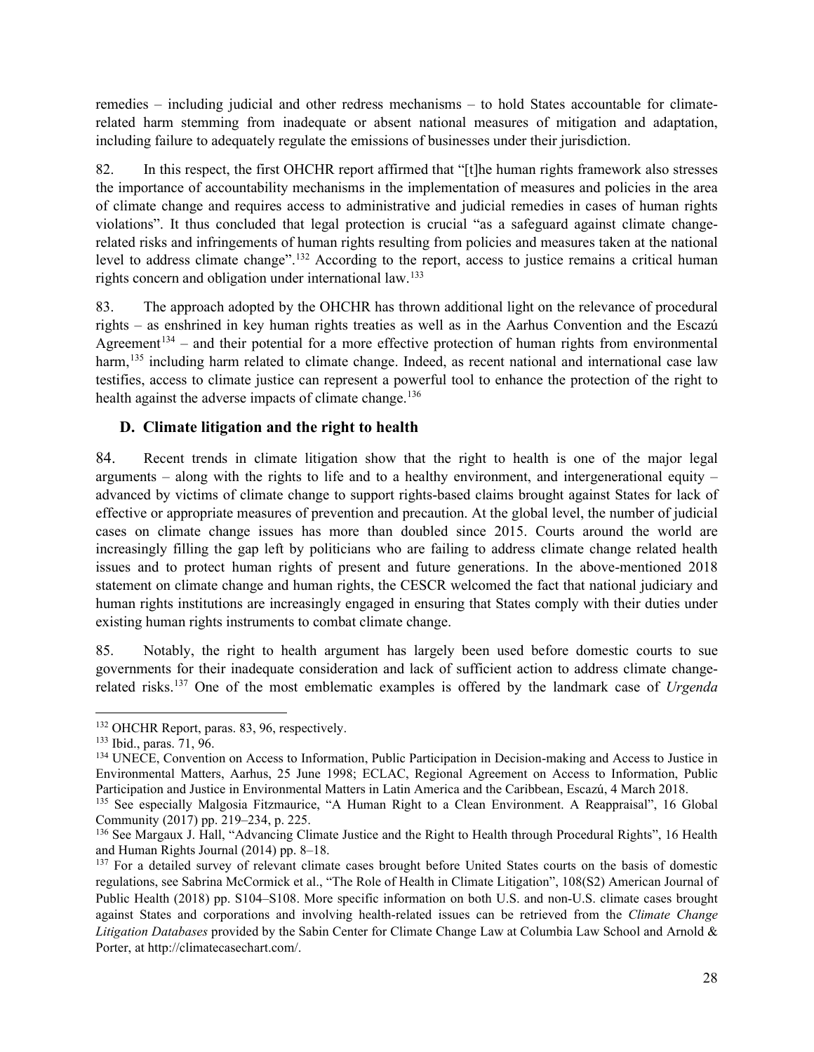remedies – including judicial and other redress mechanisms – to hold States accountable for climate-related harm stemming from inadequate or absent national measures of mitigation and adaptation, including failure to adequately regulate the emissions of businesses under their jurisdiction.

82. In this respect, the first OHCHR report affirmed that "[t]he human rights framework also stresses the importance of accountability mechanisms in the implementation of measures and policies in the area of climate change and requires access to administrative and judicial remedies in cases of human rights violations". It thus concluded that legal protection is crucial "as a safeguard against climate change-related risks and infringements of human rights resulting from policies and measures taken at the national level to address climate change".[132] According to the report, access to justice remains a critical human rights concern and obligation under international law.[133]

83. The approach adopted by the OHCHR has thrown additional light on the relevance of procedural rights – as enshrined in key human rights treaties as well as in the Aarhus Convention and the Escazú Agreement[134] – and their potential for a more effective protection of human rights from environmental harm,[135] including harm related to climate change. Indeed, as recent national and international case law testifies, access to climate justice can represent a powerful tool to enhance the protection of the right to health against the adverse impacts of climate change.[136]

### D. Climate litigation and the right to health

84. Recent trends in climate litigation show that the right to health is one of the major legal arguments – along with the rights to life and to a healthy environment, and intergenerational equity – advanced by victims of climate change to support rights-based claims brought against States for lack of effective or appropriate measures of prevention and precaution. At the global level, the number of judicial cases on climate change issues has more than doubled since 2015. Courts around the world are increasingly filling the gap left by politicians who are failing to address climate change related health issues and to protect human rights of present and future generations. In the above-mentioned 2018 statement on climate change and human rights, the CESCR welcomed the fact that national judiciary and human rights institutions are increasingly engaged in ensuring that States comply with their duties under existing human rights instruments to combat climate change.

85. Notably, the right to health argument has largely been used before domestic courts to sue governments for their inadequate consideration and lack of sufficient action to address climate change-related risks.[137] One of the most emblematic examples is offered by the landmark case of *Urgenda*

---

[132] OHCHR Report, paras. 83, 96, respectively.

[133] Ibid., paras. 71, 96.

[134] UNECE, Convention on Access to Information, Public Participation in Decision-making and Access to Justice in Environmental Matters, Aarhus, 25 June 1998; ECLAC, Regional Agreement on Access to Information, Public Participation and Justice in Environmental Matters in Latin America and the Caribbean, Escazú, 4 March 2018.

[135] See especially Malgosia Fitzmaurice, "A Human Right to a Clean Environment. A Reappraisal", 16 Global Community (2017) pp. 219–234, p. 225.

[136] See Margaux J. Hall, "Advancing Climate Justice and the Right to Health through Procedural Rights", 16 Health and Human Rights Journal (2014) pp. 8–18.

[137] For a detailed survey of relevant climate cases brought before United States courts on the basis of domestic regulations, see Sabrina McCormick et al., "The Role of Health in Climate Litigation", 108(S2) American Journal of Public Health (2018) pp. S104–S108. More specific information on both U.S. and non-U.S. climate cases brought against States and corporations and involving health-related issues can be retrieved from the *Climate Change Litigation Databases* provided by the Sabin Center for Climate Change Law at Columbia Law School and Arnold & Porter, at http://climatecasechart.com/.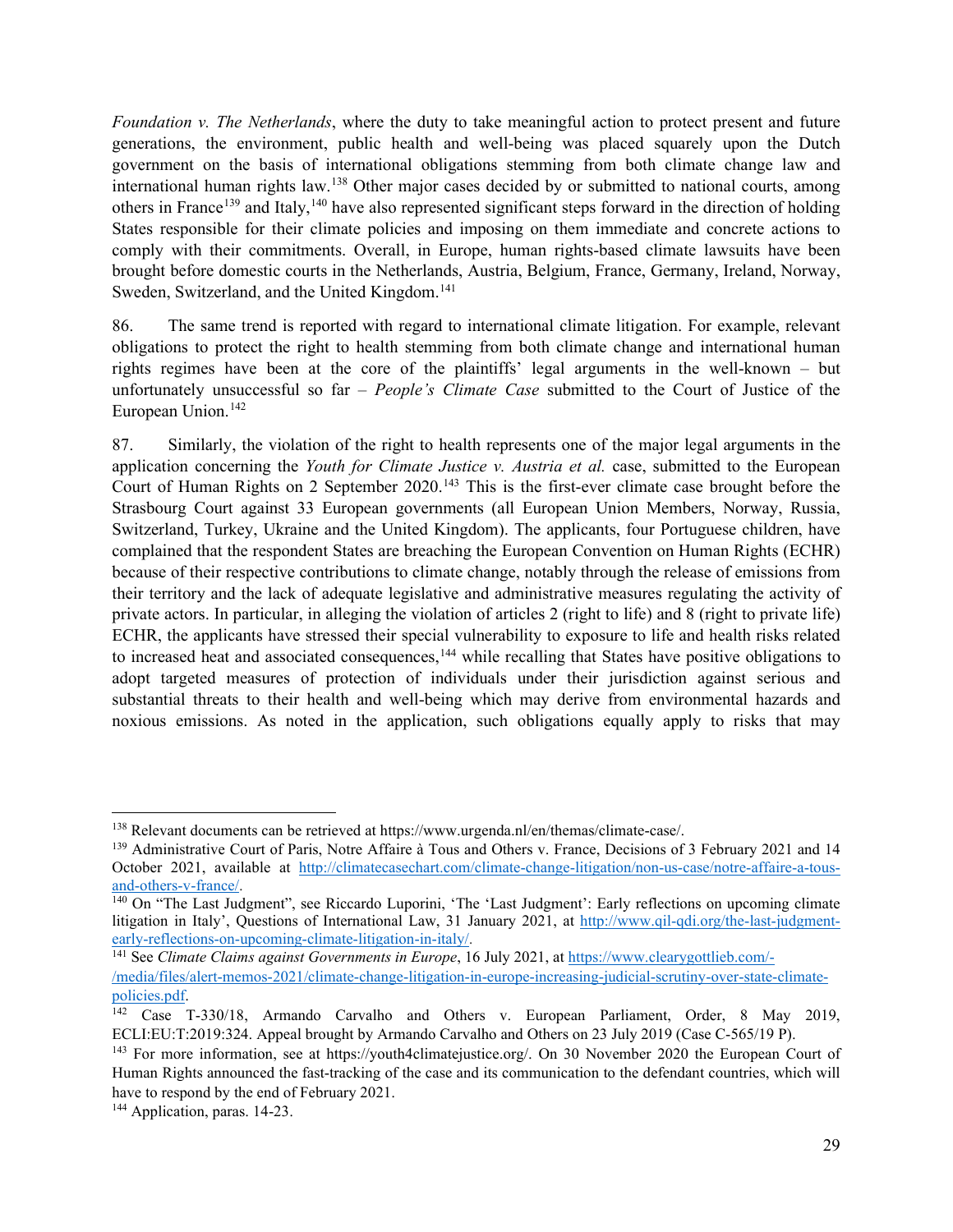*Foundation v. The Netherlands*, where the duty to take meaningful action to protect present and future generations, the environment, public health and well-being was placed squarely upon the Dutch government on the basis of international obligations stemming from both climate change law and international human rights law.[138] Other major cases decided by or submitted to national courts, among others in France[139] and Italy,[140] have also represented significant steps forward in the direction of holding States responsible for their climate policies and imposing on them immediate and concrete actions to comply with their commitments. Overall, in Europe, human rights-based climate lawsuits have been brought before domestic courts in the Netherlands, Austria, Belgium, France, Germany, Ireland, Norway, Sweden, Switzerland, and the United Kingdom.[141]

86. The same trend is reported with regard to international climate litigation. For example, relevant obligations to protect the right to health stemming from both climate change and international human rights regimes have been at the core of the plaintiffs' legal arguments in the well-known – but unfortunately unsuccessful so far – *People's Climate Case* submitted to the Court of Justice of the European Union.[142]

87. Similarly, the violation of the right to health represents one of the major legal arguments in the application concerning the *Youth for Climate Justice v. Austria et al.* case, submitted to the European Court of Human Rights on 2 September 2020.[143] This is the first-ever climate case brought before the Strasbourg Court against 33 European governments (all European Union Members, Norway, Russia, Switzerland, Turkey, Ukraine and the United Kingdom). The applicants, four Portuguese children, have complained that the respondent States are breaching the European Convention on Human Rights (ECHR) because of their respective contributions to climate change, notably through the release of emissions from their territory and the lack of adequate legislative and administrative measures regulating the activity of private actors. In particular, in alleging the violation of articles 2 (right to life) and 8 (right to private life) ECHR, the applicants have stressed their special vulnerability to exposure to life and health risks related to increased heat and associated consequences,[144] while recalling that States have positive obligations to adopt targeted measures of protection of individuals under their jurisdiction against serious and substantial threats to their health and well-being which may derive from environmental hazards and noxious emissions. As noted in the application, such obligations equally apply to risks that may

---

[138] Relevant documents can be retrieved at https://www.urgenda.nl/en/themas/climate-case/.

[139] Administrative Court of Paris, Notre Affaire à Tous and Others v. France, Decisions of 3 February 2021 and 14 October 2021, available at http://climatecasechart.com/climate-change-litigation/non-us-case/notre-affaire-a-tous-and-others-v-france/.

[140] On "The Last Judgment", see Riccardo Luporini, 'The 'Last Judgment': Early reflections on upcoming climate litigation in Italy', Questions of International Law, 31 January 2021, at http://www.qil-qdi.org/the-last-judgment-early-reflections-on-upcoming-climate-litigation-in-italy/.

[141] See *Climate Claims against Governments in Europe*, 16 July 2021, at https://www.clearygottlieb.com/-/media/files/alert-memos-2021/climate-change-litigation-in-europe-increasing-judicial-scrutiny-over-state-climate-policies.pdf.

[142] Case T-330/18, Armando Carvalho and Others v. European Parliament, Order, 8 May 2019, ECLI:EU:T:2019:324. Appeal brought by Armando Carvalho and Others on 23 July 2019 (Case C-565/19 P).

[143] For more information, see at https://youth4climatejustice.org/. On 30 November 2020 the European Court of Human Rights announced the fast-tracking of the case and its communication to the defendant countries, which will have to respond by the end of February 2021.

[144] Application, paras. 14-23.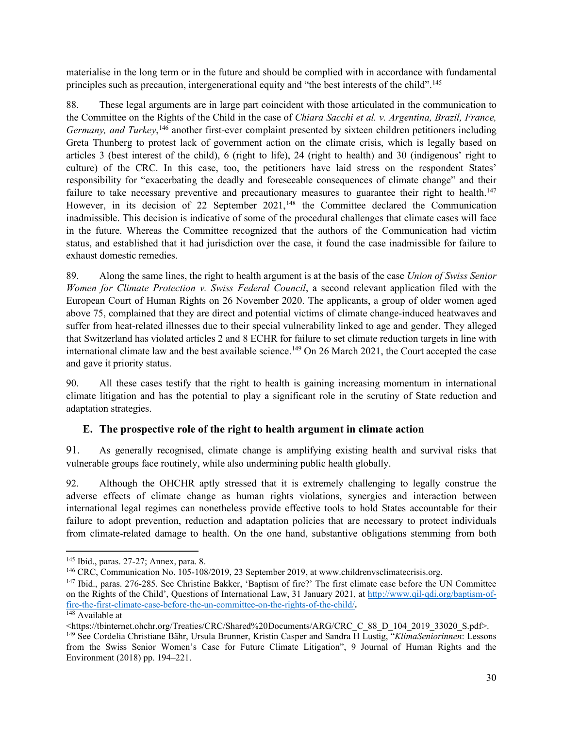materialise in the long term or in the future and should be complied with in accordance with fundamental principles such as precaution, intergenerational equity and "the best interests of the child".[145]

88. These legal arguments are in large part coincident with those articulated in the communication to the Committee on the Rights of the Child in the case of *Chiara Sacchi et al. v. Argentina, Brazil, France, Germany, and Turkey*,[146] another first-ever complaint presented by sixteen children petitioners including Greta Thunberg to protest lack of government action on the climate crisis, which is legally based on articles 3 (best interest of the child), 6 (right to life), 24 (right to health) and 30 (indigenous' right to culture) of the CRC. In this case, too, the petitioners have laid stress on the respondent States' responsibility for "exacerbating the deadly and foreseeable consequences of climate change" and their failure to take necessary preventive and precautionary measures to guarantee their right to health.[147] However, in its decision of 22 September 2021,[148] the Committee declared the Communication inadmissible. This decision is indicative of some of the procedural challenges that climate cases will face in the future. Whereas the Committee recognized that the authors of the Communication had victim status, and established that it had jurisdiction over the case, it found the case inadmissible for failure to exhaust domestic remedies.

89. Along the same lines, the right to health argument is at the basis of the case *Union of Swiss Senior Women for Climate Protection v. Swiss Federal Council*, a second relevant application filed with the European Court of Human Rights on 26 November 2020. The applicants, a group of older women aged above 75, complained that they are direct and potential victims of climate change-induced heatwaves and suffer from heat-related illnesses due to their special vulnerability linked to age and gender. They alleged that Switzerland has violated articles 2 and 8 ECHR for failure to set climate reduction targets in line with international climate law and the best available science.[149] On 26 March 2021, the Court accepted the case and gave it priority status.

90. All these cases testify that the right to health is gaining increasing momentum in international climate litigation and has the potential to play a significant role in the scrutiny of State reduction and adaptation strategies.

## E. The prospective role of the right to health argument in climate action

91. As generally recognised, climate change is amplifying existing health and survival risks that vulnerable groups face routinely, while also undermining public health globally.

92. Although the OHCHR aptly stressed that it is extremely challenging to legally construe the adverse effects of climate change as human rights violations, synergies and interaction between international legal regimes can nonetheless provide effective tools to hold States accountable for their failure to adopt prevention, reduction and adaptation policies that are necessary to protect individuals from climate-related damage to health. On the one hand, substantive obligations stemming from both

---

[145] Ibid., paras. 27-27; Annex, para. 8.

[146] CRC, Communication No. 105-108/2019, 23 September 2019, at www.childrenvsclimatecrisis.org.

[147] Ibid., paras. 276-285. See Christine Bakker, 'Baptism of fire?' The first climate case before the UN Committee on the Rights of the Child', Questions of International Law, 31 January 2021, at http://www.qil-qdi.org/baptism-of-fire-the-first-climate-case-before-the-un-committee-on-the-rights-of-the-child/.

[148] Available at <https://tbinternet.ohchr.org/Treaties/CRC/Shared%20Documents/ARG/CRC_C_88_D_104_2019_33020_S.pdf>.

[149] See Cordelia Christiane Bähr, Ursula Brunner, Kristin Casper and Sandra H Lustig, "*KlimaSeniorinnen*: Lessons from the Swiss Senior Women's Case for Future Climate Litigation", 9 Journal of Human Rights and the Environment (2018) pp. 194–221.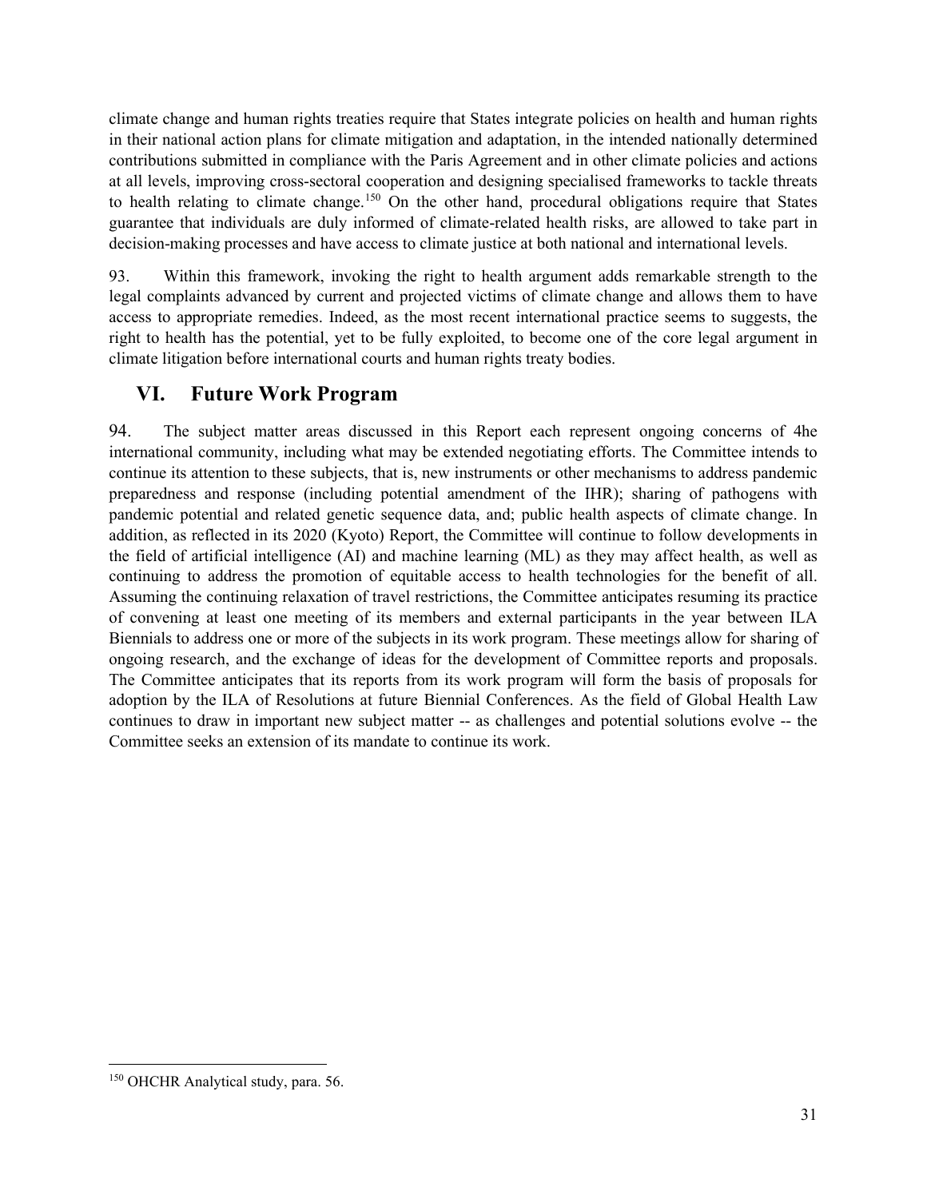climate change and human rights treaties require that States integrate policies on health and human rights in their national action plans for climate mitigation and adaptation, in the intended nationally determined contributions submitted in compliance with the Paris Agreement and in other climate policies and actions at all levels, improving cross-sectoral cooperation and designing specialised frameworks to tackle threats to health relating to climate change.[150] On the other hand, procedural obligations require that States guarantee that individuals are duly informed of climate-related health risks, are allowed to take part in decision-making processes and have access to climate justice at both national and international levels.

93. Within this framework, invoking the right to health argument adds remarkable strength to the legal complaints advanced by current and projected victims of climate change and allows them to have access to appropriate remedies. Indeed, as the most recent international practice seems to suggests, the right to health has the potential, yet to be fully exploited, to become one of the core legal argument in climate litigation before international courts and human rights treaty bodies.

## VI. Future Work Program

94. The subject matter areas discussed in this Report each represent ongoing concerns of 4he international community, including what may be extended negotiating efforts. The Committee intends to continue its attention to these subjects, that is, new instruments or other mechanisms to address pandemic preparedness and response (including potential amendment of the IHR); sharing of pathogens with pandemic potential and related genetic sequence data, and; public health aspects of climate change. In addition, as reflected in its 2020 (Kyoto) Report, the Committee will continue to follow developments in the field of artificial intelligence (AI) and machine learning (ML) as they may affect health, as well as continuing to address the promotion of equitable access to health technologies for the benefit of all. Assuming the continuing relaxation of travel restrictions, the Committee anticipates resuming its practice of convening at least one meeting of its members and external participants in the year between ILA Biennials to address one or more of the subjects in its work program. These meetings allow for sharing of ongoing research, and the exchange of ideas for the development of Committee reports and proposals. The Committee anticipates that its reports from its work program will form the basis of proposals for adoption by the ILA of Resolutions at future Biennial Conferences. As the field of Global Health Law continues to draw in important new subject matter -- as challenges and potential solutions evolve -- the Committee seeks an extension of its mandate to continue its work.

---

[150] OHCHR Analytical study, para. 56.